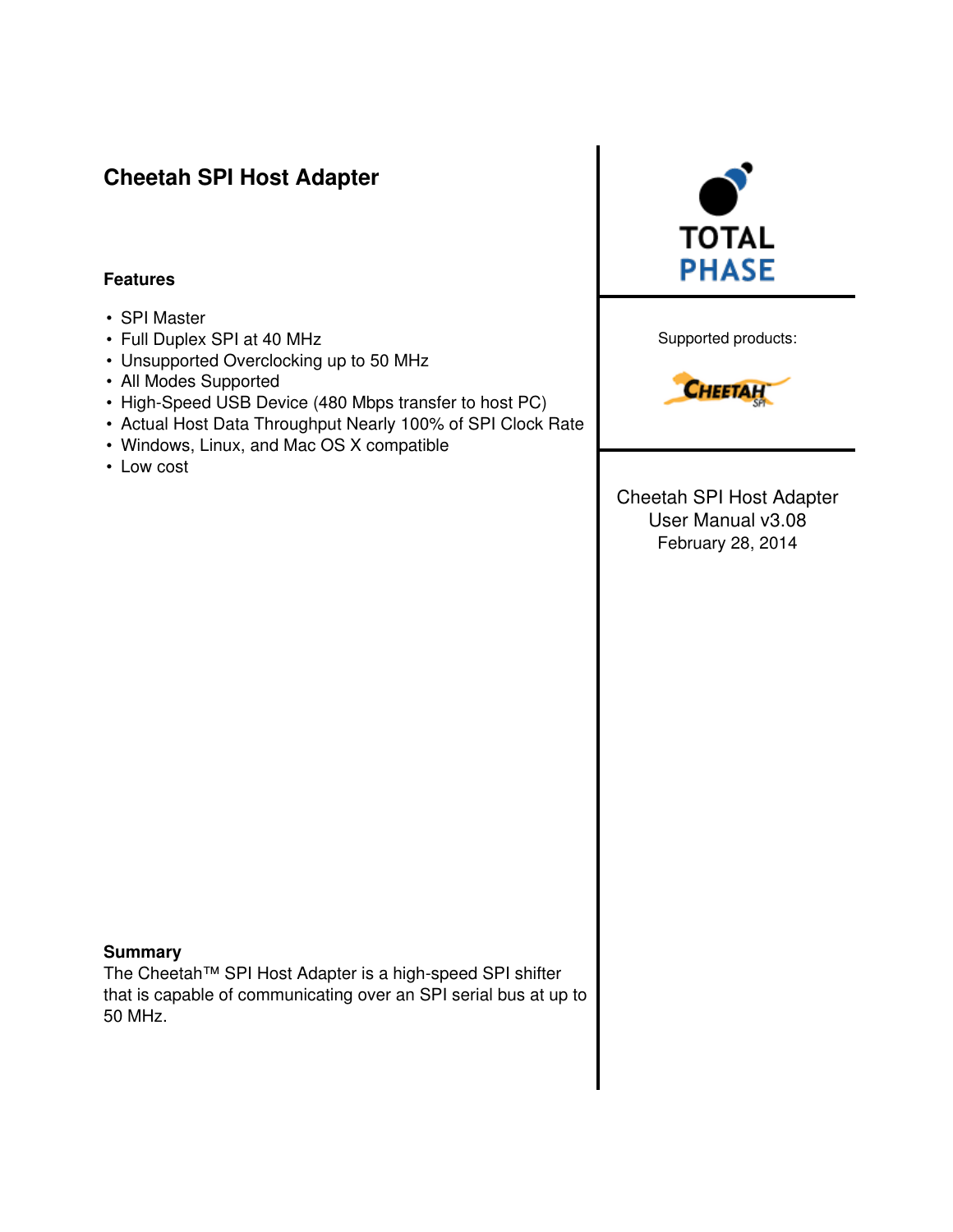# Cheetah SPI Host Adapter

## Features

- SPI Master
- Full Duplex SPI at 40 MHz
- Unsupported Overclocking up to 50 MHz
- All Modes Supported
- High-Speed USB Device (480 Mbps transfer to host PC)
- Actual Host Data Throughput Nearly 100% of SPI Clock Rate
- Windows, Linux, and Mac OS X compatible
- Low cost

TOTAL PHASE

Supported products:

CHEETAH SPI

Cheetah SPI Host Adapter
User Manual v3.08
February 28, 2014

## Summary

The Cheetah™ SPI Host Adapter is a high-speed SPI shifter that is capable of communicating over an SPI serial bus at up to 50 MHz.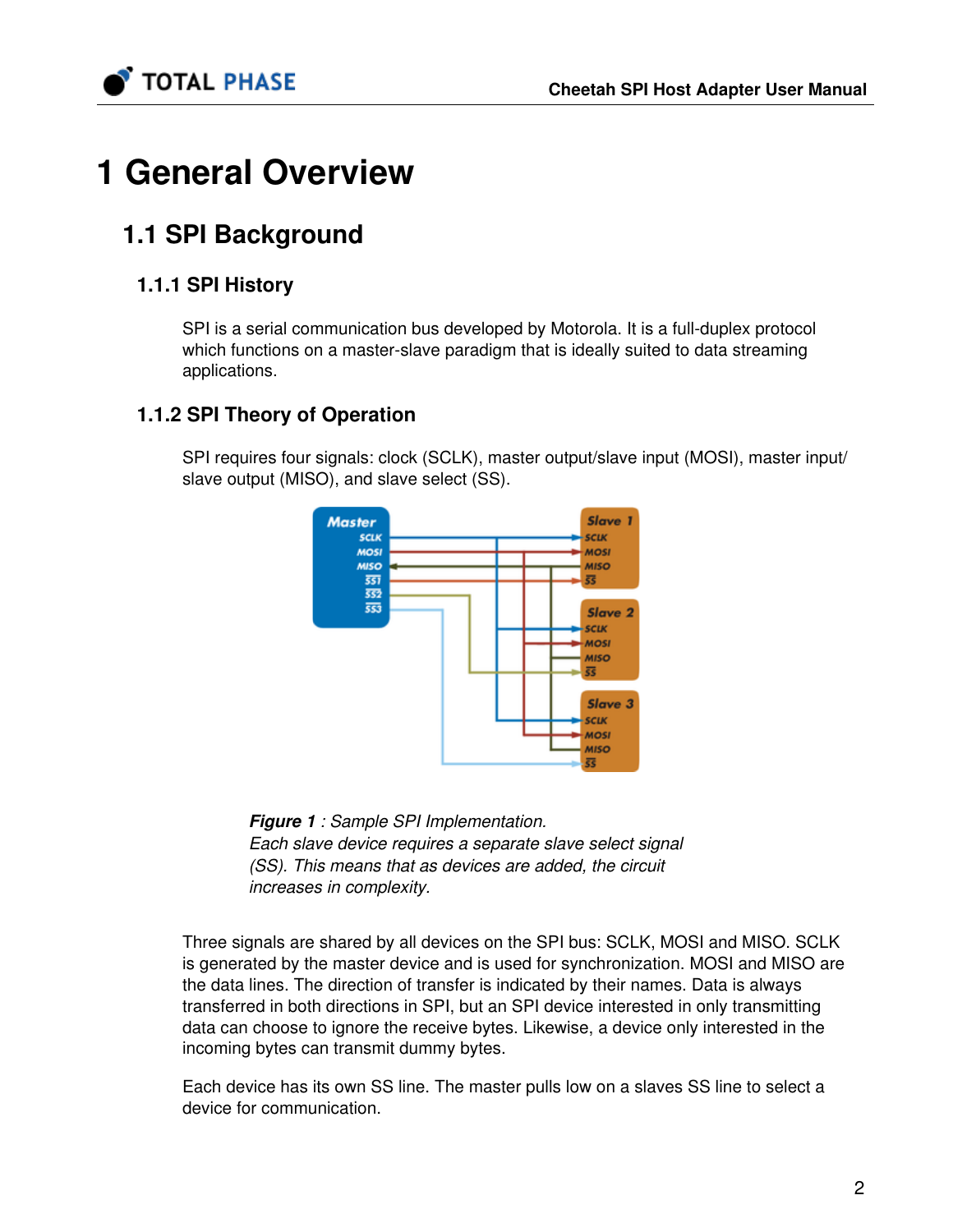# 1 General Overview

## 1.1 SPI Background

### 1.1.1 SPI History

SPI is a serial communication bus developed by Motorola. It is a full-duplex protocol which functions on a master-slave paradigm that is ideally suited to data streaming applications.

### 1.1.2 SPI Theory of Operation

SPI requires four signals: clock (SCLK), master output/slave input (MOSI), master input/slave output (MISO), and slave select (SS).

***Figure 1** : Sample SPI Implementation.*
*Each slave device requires a separate slave select signal (SS). This means that as devices are added, the circuit increases in complexity.*

Three signals are shared by all devices on the SPI bus: SCLK, MOSI and MISO. SCLK is generated by the master device and is used for synchronization. MOSI and MISO are the data lines. The direction of transfer is indicated by their names. Data is always transferred in both directions in SPI, but an SPI device interested in only transmitting data can choose to ignore the receive bytes. Likewise, a device only interested in the incoming bytes can transmit dummy bytes.

Each device has its own SS line. The master pulls low on a slaves SS line to select a device for communication.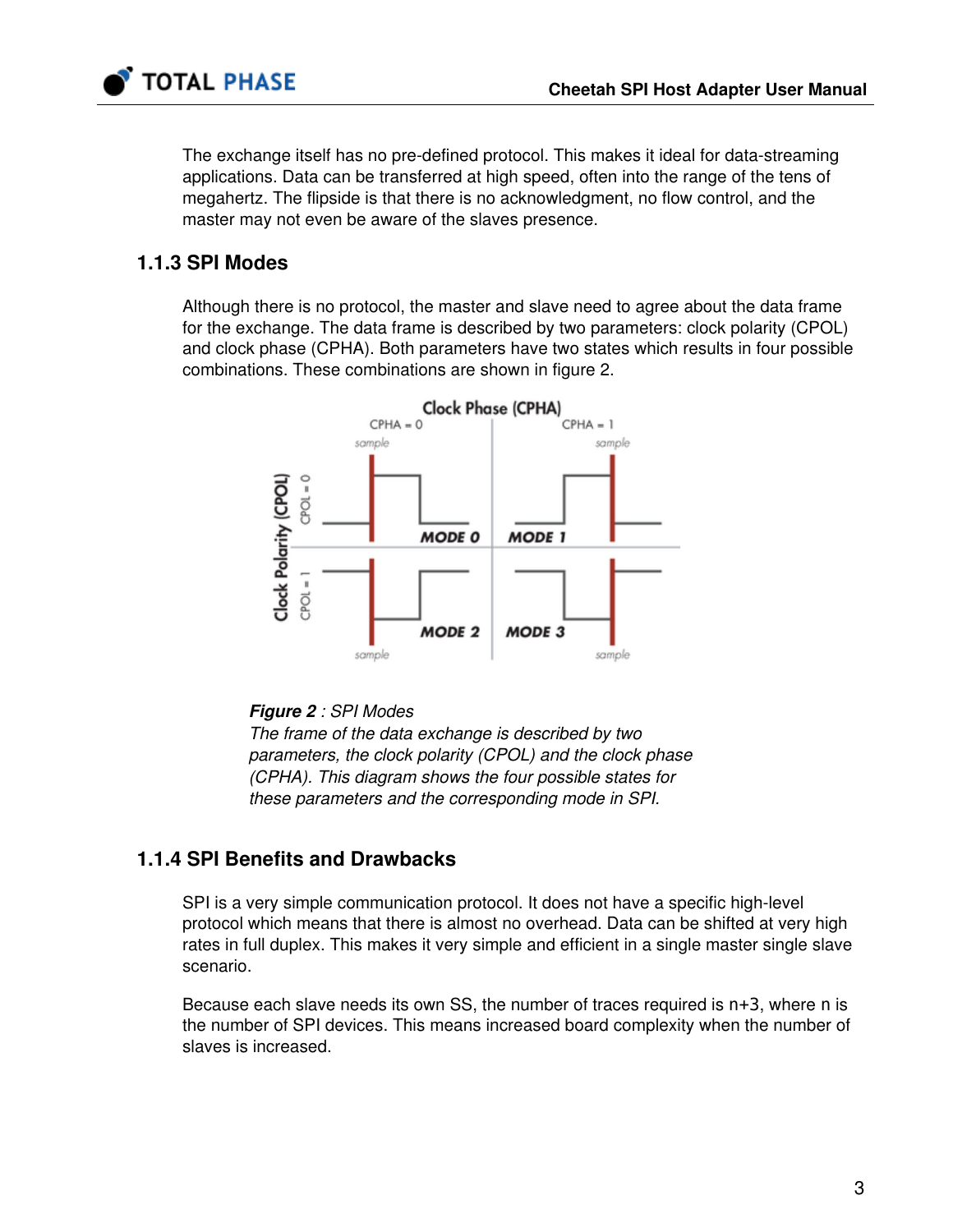The exchange itself has no pre-defined protocol. This makes it ideal for data-streaming applications. Data can be transferred at high speed, often into the range of the tens of megahertz. The flipside is that there is no acknowledgment, no flow control, and the master may not even be aware of the slaves presence.

### 1.1.3 SPI Modes

Although there is no protocol, the master and slave need to agree about the data frame for the exchange. The data frame is described by two parameters: clock polarity (CPOL) and clock phase (CPHA). Both parameters have two states which results in four possible combinations. These combinations are shown in figure 2.

***Figure 2** : SPI Modes*
*The frame of the data exchange is described by two parameters, the clock polarity (CPOL) and the clock phase (CPHA). This diagram shows the four possible states for these parameters and the corresponding mode in SPI.*

### 1.1.4 SPI Benefits and Drawbacks

SPI is a very simple communication protocol. It does not have a specific high-level protocol which means that there is almost no overhead. Data can be shifted at very high rates in full duplex. This makes it very simple and efficient in a single master single slave scenario.

Because each slave needs its own SS, the number of traces required is n+3, where n is the number of SPI devices. This means increased board complexity when the number of slaves is increased.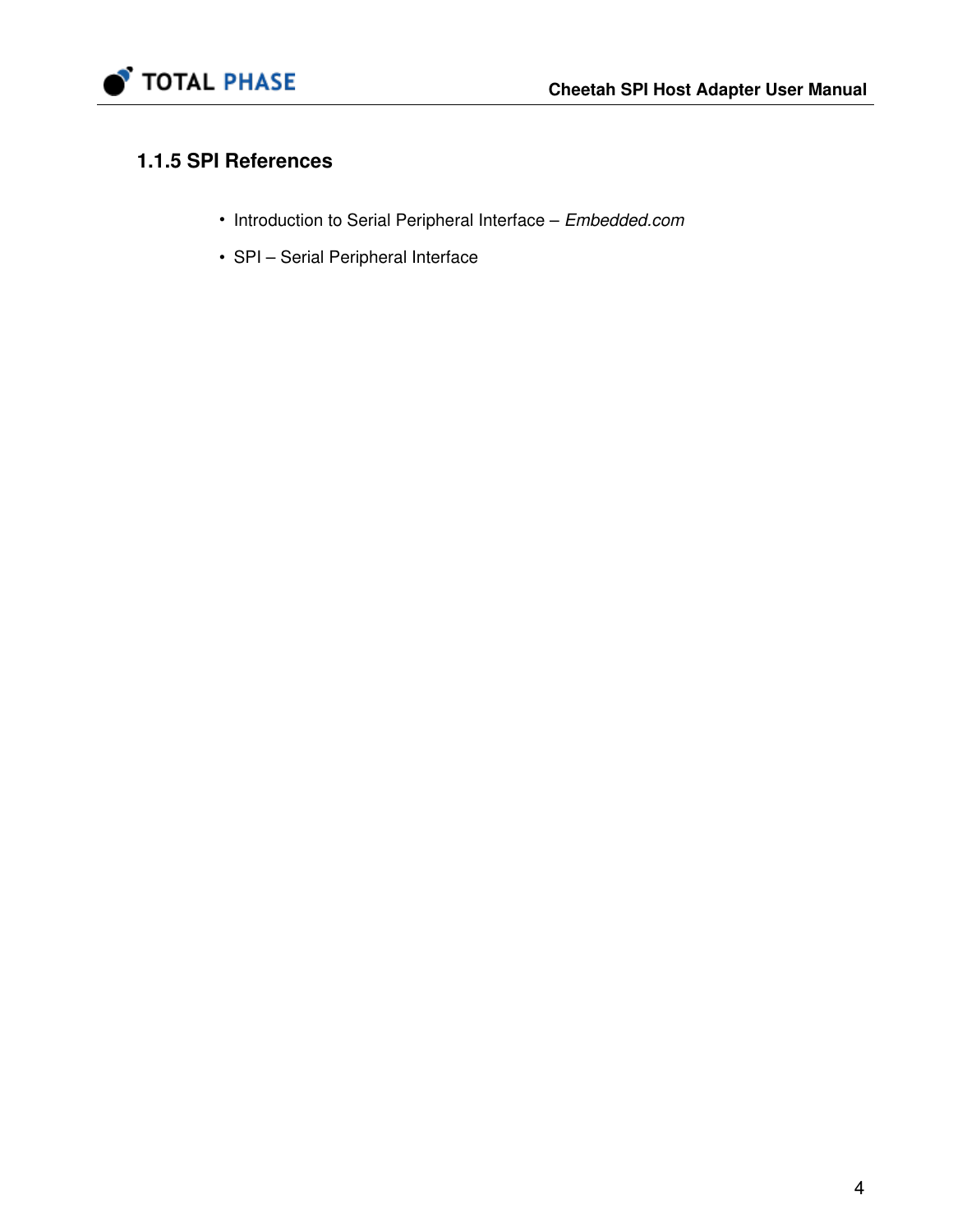### 1.1.5 SPI References

- Introduction to Serial Peripheral Interface – *Embedded.com*
- SPI – Serial Peripheral Interface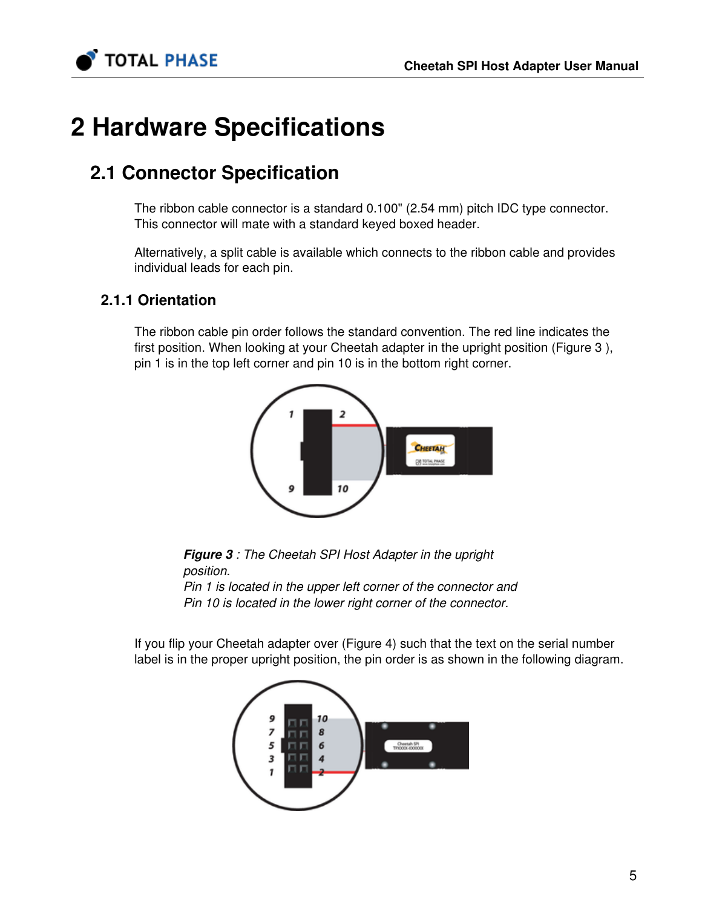// Hardware Specifications

# 2 Hardware Specifications

## 2.1 Connector Specification

The ribbon cable connector is a standard 0.100" (2.54 mm) pitch IDC type connector. This connector will mate with a standard keyed boxed header.

Alternatively, a split cable is available which connects to the ribbon cable and provides individual leads for each pin.

### 2.1.1 Orientation

The ribbon cable pin order follows the standard convention. The red line indicates the first position. When looking at your Cheetah adapter in the upright position (Figure 3 ), pin 1 is in the top left corner and pin 10 is in the bottom right corner.

***Figure 3** : The Cheetah SPI Host Adapter in the upright position.*
*Pin 1 is located in the upper left corner of the connector and Pin 10 is located in the lower right corner of the connector.*

If you flip your Cheetah adapter over (Figure 4) such that the text on the serial number label is in the proper upright position, the pin order is as shown in the following diagram.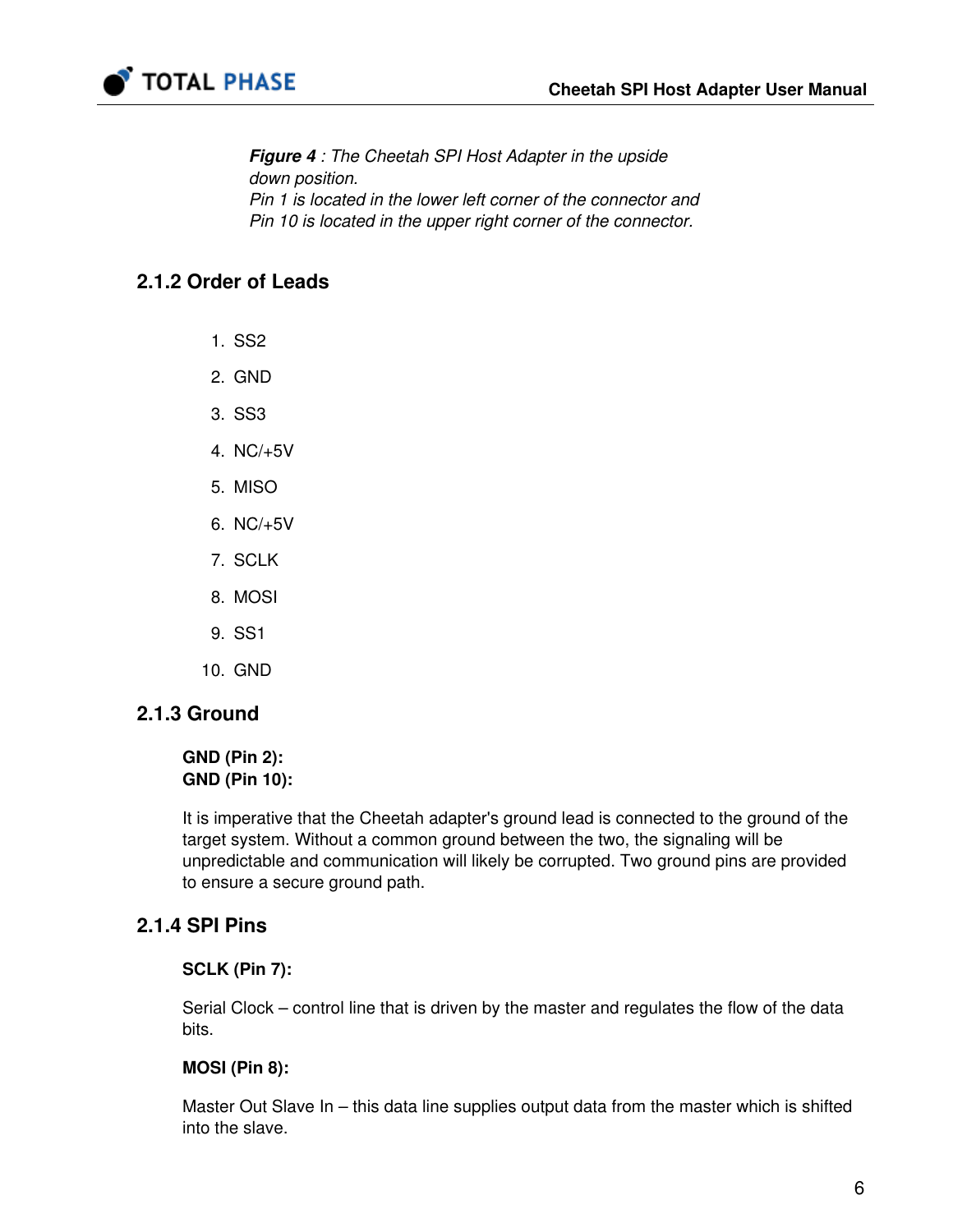***Figure 4** : The Cheetah SPI Host Adapter in the upside down position.*
*Pin 1 is located in the lower left corner of the connector and Pin 10 is located in the upper right corner of the connector.*

### 2.1.2 Order of Leads

1. SS2
2. GND
3. SS3
4. NC/+5V
5. MISO
6. NC/+5V
7. SCLK
8. MOSI
9. SS1
10. GND

### 2.1.3 Ground

**GND (Pin 2):**
**GND (Pin 10):**

It is imperative that the Cheetah adapter's ground lead is connected to the ground of the target system. Without a common ground between the two, the signaling will be unpredictable and communication will likely be corrupted. Two ground pins are provided to ensure a secure ground path.

### 2.1.4 SPI Pins

**SCLK (Pin 7):**

Serial Clock – control line that is driven by the master and regulates the flow of the data bits.

**MOSI (Pin 8):**

Master Out Slave In – this data line supplies output data from the master which is shifted into the slave.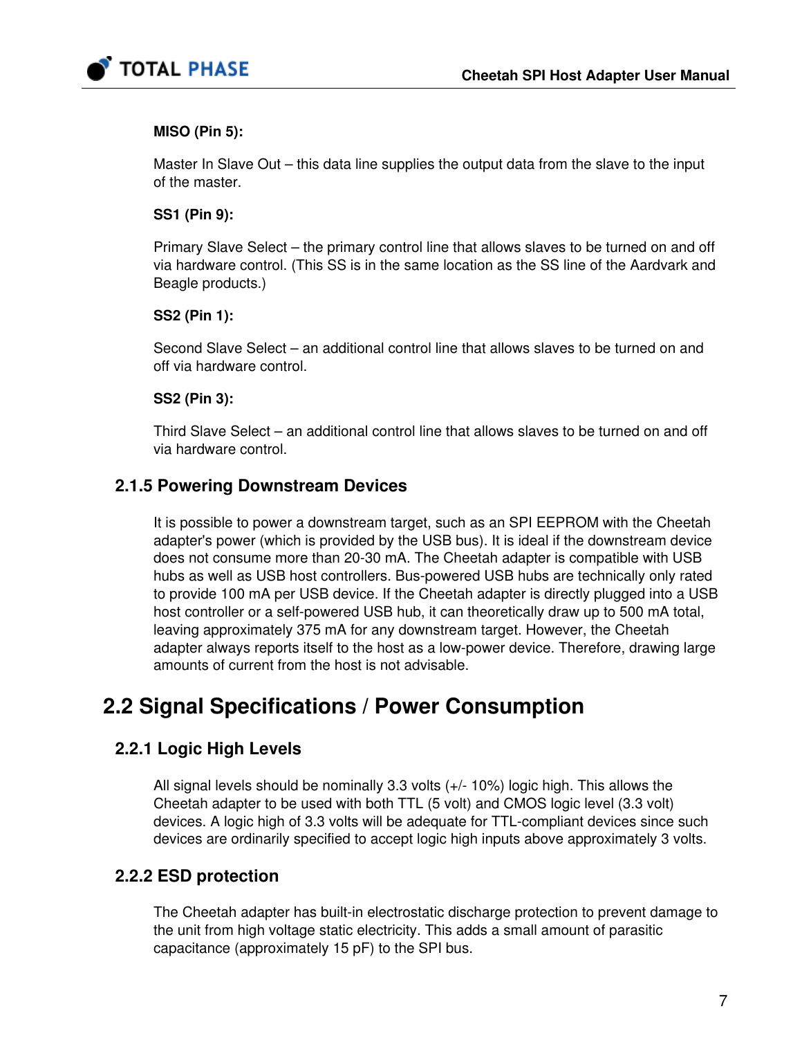**MISO (Pin 5):**

Master In Slave Out – this data line supplies the output data from the slave to the input of the master.

**SS1 (Pin 9):**

Primary Slave Select – the primary control line that allows slaves to be turned on and off via hardware control. (This SS is in the same location as the SS line of the Aardvark and Beagle products.)

**SS2 (Pin 1):**

Second Slave Select – an additional control line that allows slaves to be turned on and off via hardware control.

**SS2 (Pin 3):**

Third Slave Select – an additional control line that allows slaves to be turned on and off via hardware control.

### 2.1.5 Powering Downstream Devices

It is possible to power a downstream target, such as an SPI EEPROM with the Cheetah adapter's power (which is provided by the USB bus). It is ideal if the downstream device does not consume more than 20-30 mA. The Cheetah adapter is compatible with USB hubs as well as USB host controllers. Bus-powered USB hubs are technically only rated to provide 100 mA per USB device. If the Cheetah adapter is directly plugged into a USB host controller or a self-powered USB hub, it can theoretically draw up to 500 mA total, leaving approximately 375 mA for any downstream target. However, the Cheetah adapter always reports itself to the host as a low-power device. Therefore, drawing large amounts of current from the host is not advisable.

## 2.2 Signal Specifications / Power Consumption

### 2.2.1 Logic High Levels

All signal levels should be nominally 3.3 volts (+/- 10%) logic high. This allows the Cheetah adapter to be used with both TTL (5 volt) and CMOS logic level (3.3 volt) devices. A logic high of 3.3 volts will be adequate for TTL-compliant devices since such devices are ordinarily specified to accept logic high inputs above approximately 3 volts.

### 2.2.2 ESD protection

The Cheetah adapter has built-in electrostatic discharge protection to prevent damage to the unit from high voltage static electricity. This adds a small amount of parasitic capacitance (approximately 15 pF) to the SPI bus.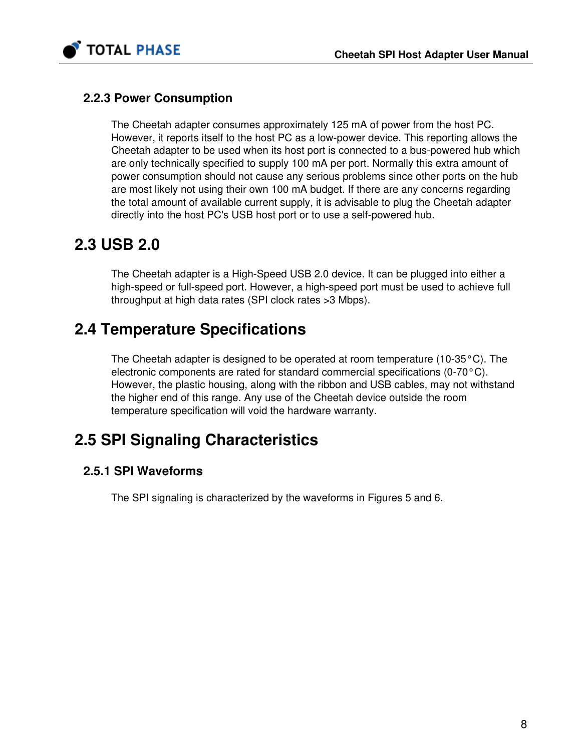### 2.2.3 Power Consumption

The Cheetah adapter consumes approximately 125 mA of power from the host PC. However, it reports itself to the host PC as a low-power device. This reporting allows the Cheetah adapter to be used when its host port is connected to a bus-powered hub which are only technically specified to supply 100 mA per port. Normally this extra amount of power consumption should not cause any serious problems since other ports on the hub are most likely not using their own 100 mA budget. If there are any concerns regarding the total amount of available current supply, it is advisable to plug the Cheetah adapter directly into the host PC's USB host port or to use a self-powered hub.

## 2.3 USB 2.0

The Cheetah adapter is a High-Speed USB 2.0 device. It can be plugged into either a high-speed or full-speed port. However, a high-speed port must be used to achieve full throughput at high data rates (SPI clock rates >3 Mbps).

## 2.4 Temperature Specifications

The Cheetah adapter is designed to be operated at room temperature (10-35°C). The electronic components are rated for standard commercial specifications (0-70°C). However, the plastic housing, along with the ribbon and USB cables, may not withstand the higher end of this range. Any use of the Cheetah device outside the room temperature specification will void the hardware warranty.

## 2.5 SPI Signaling Characteristics

### 2.5.1 SPI Waveforms

The SPI signaling is characterized by the waveforms in Figures 5 and 6.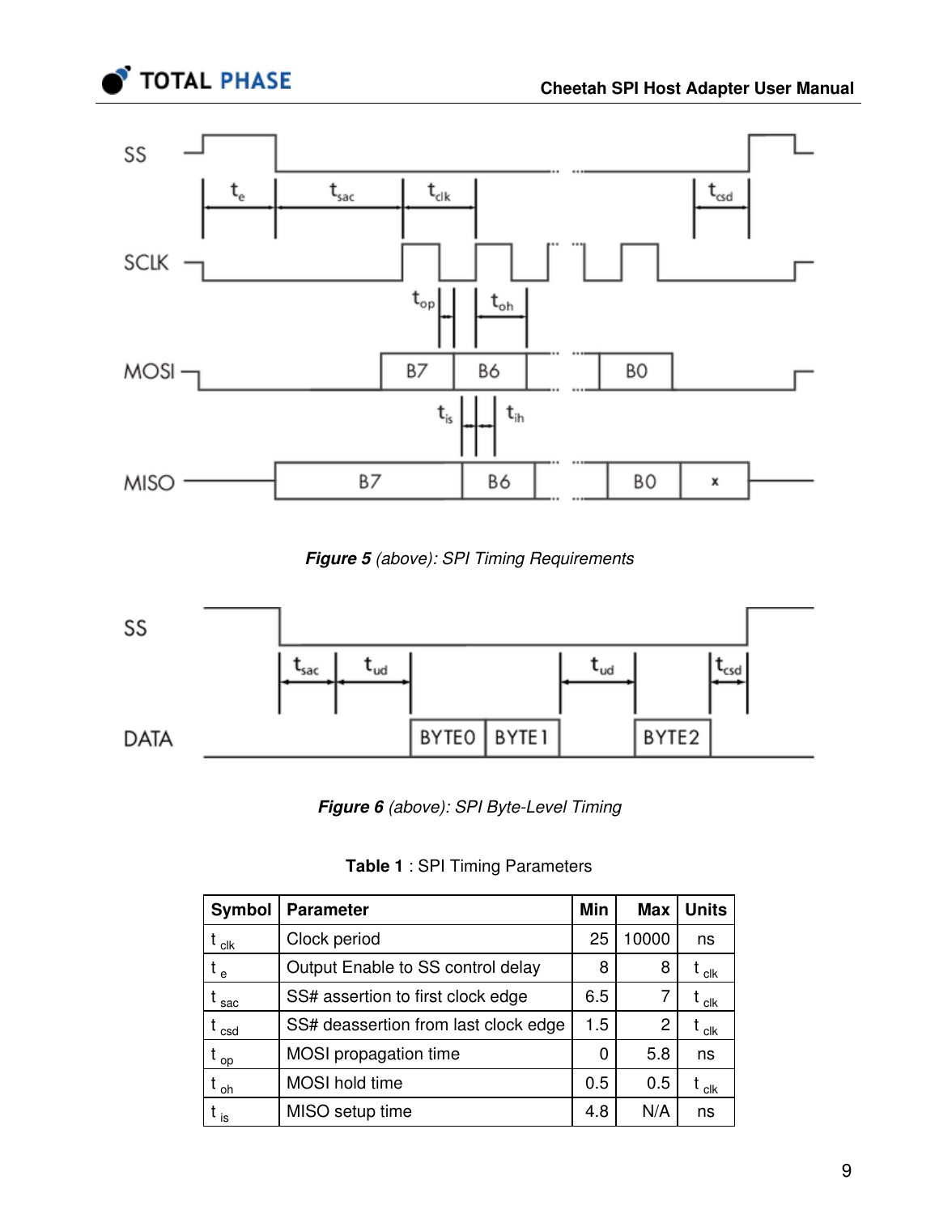**Figure 5** *(above): SPI Timing Requirements*

**Figure 6** *(above): SPI Byte-Level Timing*

**Table 1** : SPI Timing Parameters

| Symbol | Parameter | Min | Max | Units |
|---|---|---|---|---|
| $t_{clk}$ | Clock period | 25 | 10000 | ns |
| $t_{e}$ | Output Enable to SS control delay | 8 | 8 | $t_{clk}$ |
| $t_{sac}$ | SS# assertion to first clock edge | 6.5 | 7 | $t_{clk}$ |
| $t_{csd}$ | SS# deassertion from last clock edge | 1.5 | 2 | $t_{clk}$ |
| $t_{op}$ | MOSI propagation time | 0 | 5.8 | ns |
| $t_{oh}$ | MOSI hold time | 0.5 | 0.5 | $t_{clk}$ |
| $t_{is}$ | MISO setup time | 4.8 | N/A | ns |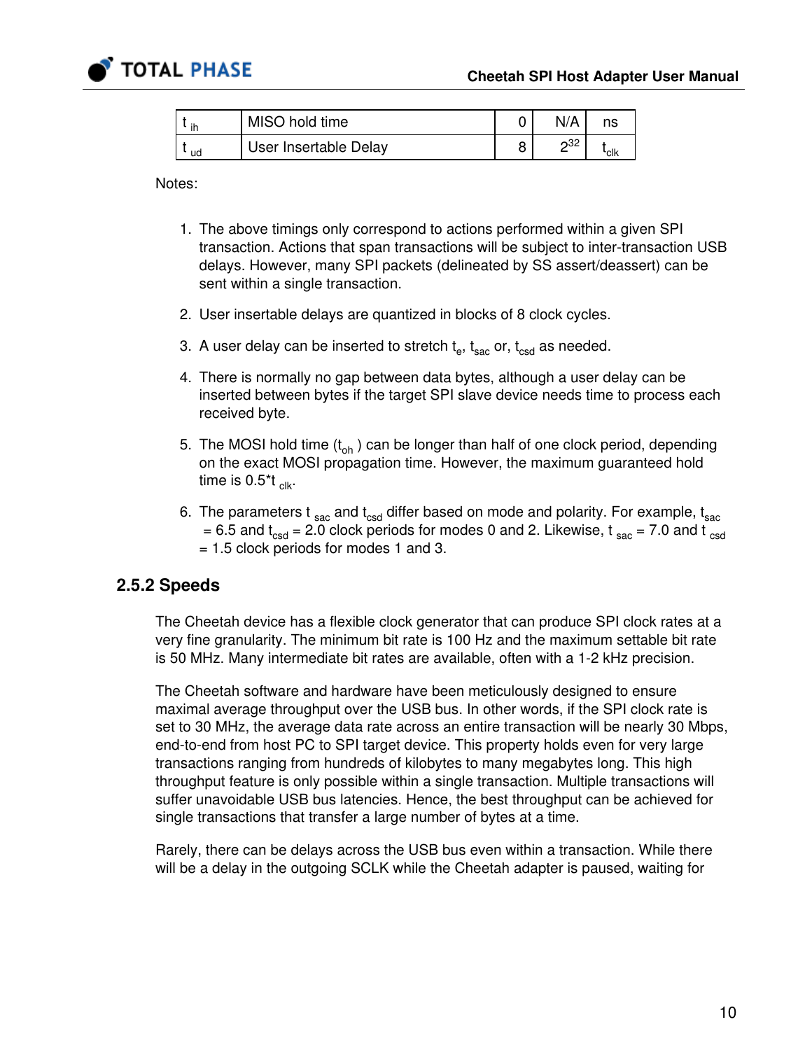| $t_{ih}$ | MISO hold time | 0 | N/A | ns |
|---|---|---|---|---|
| $t_{ud}$ | User Insertable Delay | 8 | $2^{32}$ | $t_{clk}$ |

Notes:

1. The above timings only correspond to actions performed within a given SPI transaction. Actions that span transactions will be subject to inter-transaction USB delays. However, many SPI packets (delineated by SS assert/deassert) can be sent within a single transaction.
2. User insertable delays are quantized in blocks of 8 clock cycles.
3. A user delay can be inserted to stretch $t_e$, $t_{sac}$ or, $t_{csd}$ as needed.
4. There is normally no gap between data bytes, although a user delay can be inserted between bytes if the target SPI slave device needs time to process each received byte.
5. The MOSI hold time ($t_{oh}$) can be longer than half of one clock period, depending on the exact MOSI propagation time. However, the maximum guaranteed hold time is $0.5*t_{clk}$.
6. The parameters $t_{sac}$ and $t_{csd}$ differ based on mode and polarity. For example, $t_{sac}$ = 6.5 and $t_{csd}$ = 2.0 clock periods for modes 0 and 2. Likewise, $t_{sac}$ = 7.0 and $t_{csd}$ = 1.5 clock periods for modes 1 and 3.

### 2.5.2 Speeds

The Cheetah device has a flexible clock generator that can produce SPI clock rates at a very fine granularity. The minimum bit rate is 100 Hz and the maximum settable bit rate is 50 MHz. Many intermediate bit rates are available, often with a 1-2 kHz precision.

The Cheetah software and hardware have been meticulously designed to ensure maximal average throughput over the USB bus. In other words, if the SPI clock rate is set to 30 MHz, the average data rate across an entire transaction will be nearly 30 Mbps, end-to-end from host PC to SPI target device. This property holds even for very large transactions ranging from hundreds of kilobytes to many megabytes long. This high throughput feature is only possible within a single transaction. Multiple transactions will suffer unavoidable USB bus latencies. Hence, the best throughput can be achieved for single transactions that transfer a large number of bytes at a time.

Rarely, there can be delays across the USB bus even within a transaction. While there will be a delay in the outgoing SCLK while the Cheetah adapter is paused, waiting for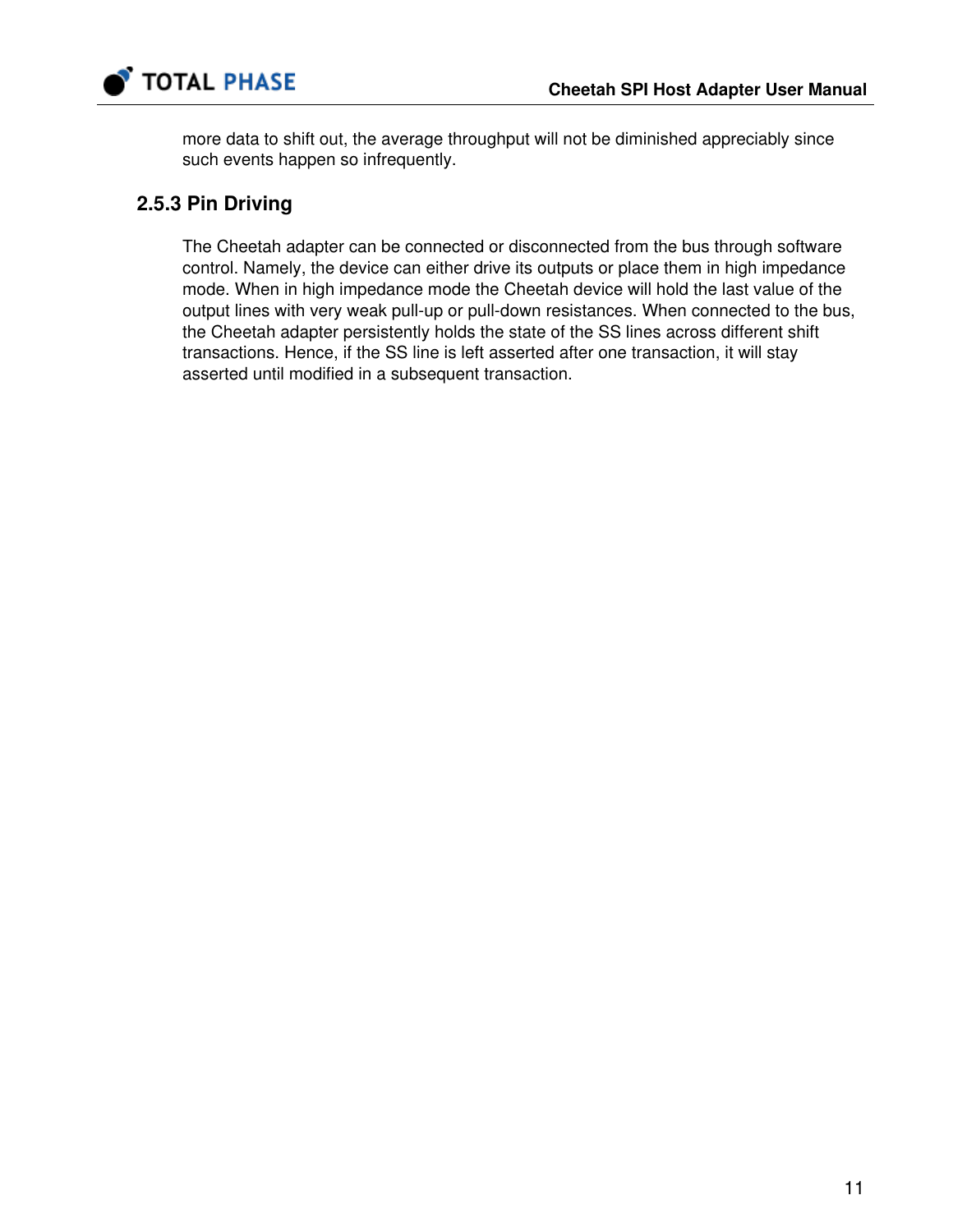more data to shift out, the average throughput will not be diminished appreciably since such events happen so infrequently.

### 2.5.3 Pin Driving

The Cheetah adapter can be connected or disconnected from the bus through software control. Namely, the device can either drive its outputs or place them in high impedance mode. When in high impedance mode the Cheetah device will hold the last value of the output lines with very weak pull-up or pull-down resistances. When connected to the bus, the Cheetah adapter persistently holds the state of the SS lines across different shift transactions. Hence, if the SS line is left asserted after one transaction, it will stay asserted until modified in a subsequent transaction.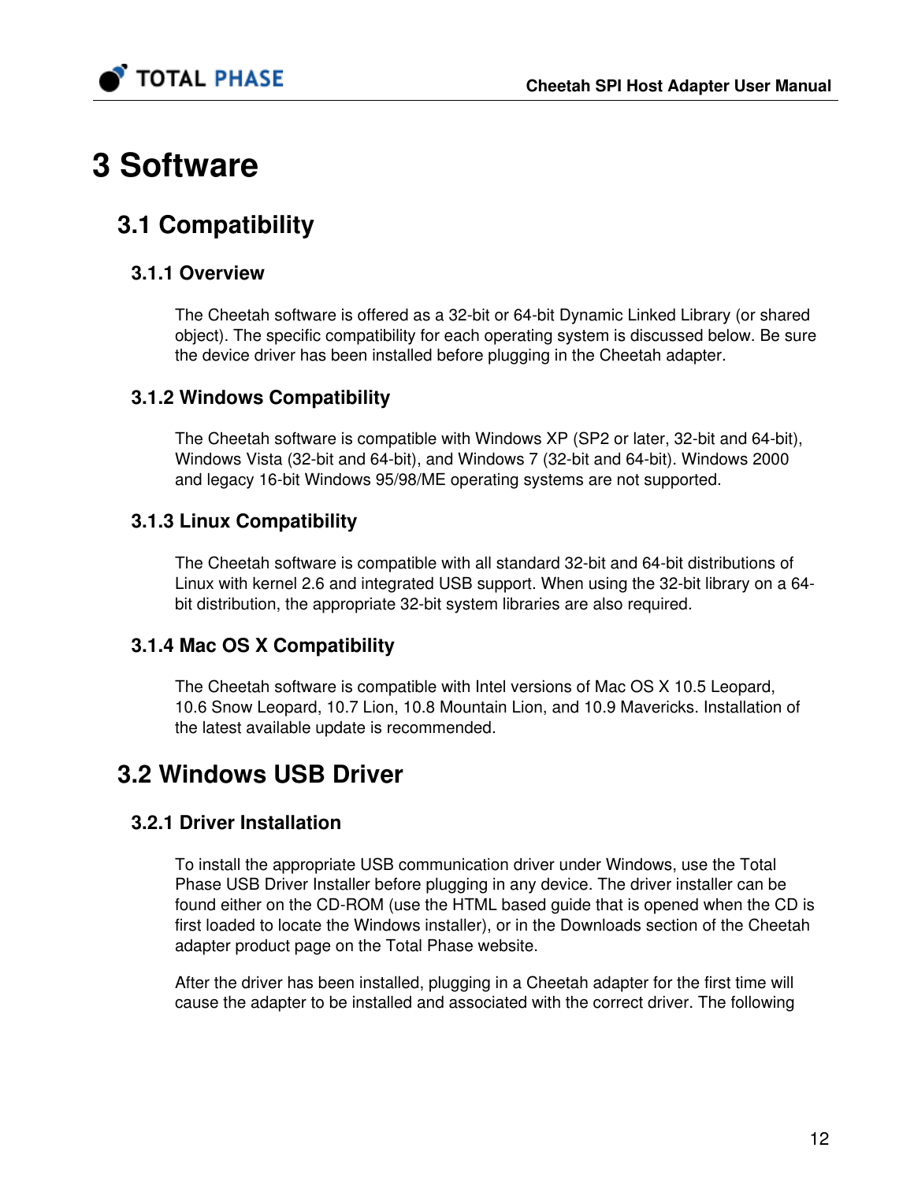# 3 Software

## 3.1 Compatibility

### 3.1.1 Overview

The Cheetah software is offered as a 32-bit or 64-bit Dynamic Linked Library (or shared object). The specific compatibility for each operating system is discussed below. Be sure the device driver has been installed before plugging in the Cheetah adapter.

### 3.1.2 Windows Compatibility

The Cheetah software is compatible with Windows XP (SP2 or later, 32-bit and 64-bit), Windows Vista (32-bit and 64-bit), and Windows 7 (32-bit and 64-bit). Windows 2000 and legacy 16-bit Windows 95/98/ME operating systems are not supported.

### 3.1.3 Linux Compatibility

The Cheetah software is compatible with all standard 32-bit and 64-bit distributions of Linux with kernel 2.6 and integrated USB support. When using the 32-bit library on a 64-bit distribution, the appropriate 32-bit system libraries are also required.

### 3.1.4 Mac OS X Compatibility

The Cheetah software is compatible with Intel versions of Mac OS X 10.5 Leopard, 10.6 Snow Leopard, 10.7 Lion, 10.8 Mountain Lion, and 10.9 Mavericks. Installation of the latest available update is recommended.

## 3.2 Windows USB Driver

### 3.2.1 Driver Installation

To install the appropriate USB communication driver under Windows, use the Total Phase USB Driver Installer before plugging in any device. The driver installer can be found either on the CD-ROM (use the HTML based guide that is opened when the CD is first loaded to locate the Windows installer), or in the Downloads section of the Cheetah adapter product page on the Total Phase website.

After the driver has been installed, plugging in a Cheetah adapter for the first time will cause the adapter to be installed and associated with the correct driver. The following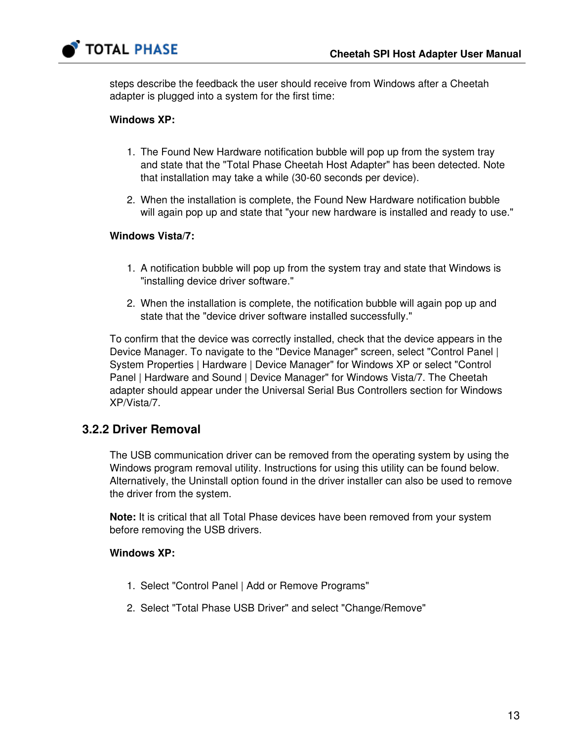steps describe the feedback the user should receive from Windows after a Cheetah adapter is plugged into a system for the first time:

**Windows XP:**

1. The Found New Hardware notification bubble will pop up from the system tray and state that the "Total Phase Cheetah Host Adapter" has been detected. Note that installation may take a while (30-60 seconds per device).
2. When the installation is complete, the Found New Hardware notification bubble will again pop up and state that "your new hardware is installed and ready to use."

**Windows Vista/7:**

1. A notification bubble will pop up from the system tray and state that Windows is "installing device driver software."
2. When the installation is complete, the notification bubble will again pop up and state that the "device driver software installed successfully."

To confirm that the device was correctly installed, check that the device appears in the Device Manager. To navigate to the "Device Manager" screen, select "Control Panel | System Properties | Hardware | Device Manager" for Windows XP or select "Control Panel | Hardware and Sound | Device Manager" for Windows Vista/7. The Cheetah adapter should appear under the Universal Serial Bus Controllers section for Windows XP/Vista/7.

### 3.2.2 Driver Removal

The USB communication driver can be removed from the operating system by using the Windows program removal utility. Instructions for using this utility can be found below. Alternatively, the Uninstall option found in the driver installer can also be used to remove the driver from the system.

**Note:** It is critical that all Total Phase devices have been removed from your system before removing the USB drivers.

**Windows XP:**

1. Select "Control Panel | Add or Remove Programs"
2. Select "Total Phase USB Driver" and select "Change/Remove"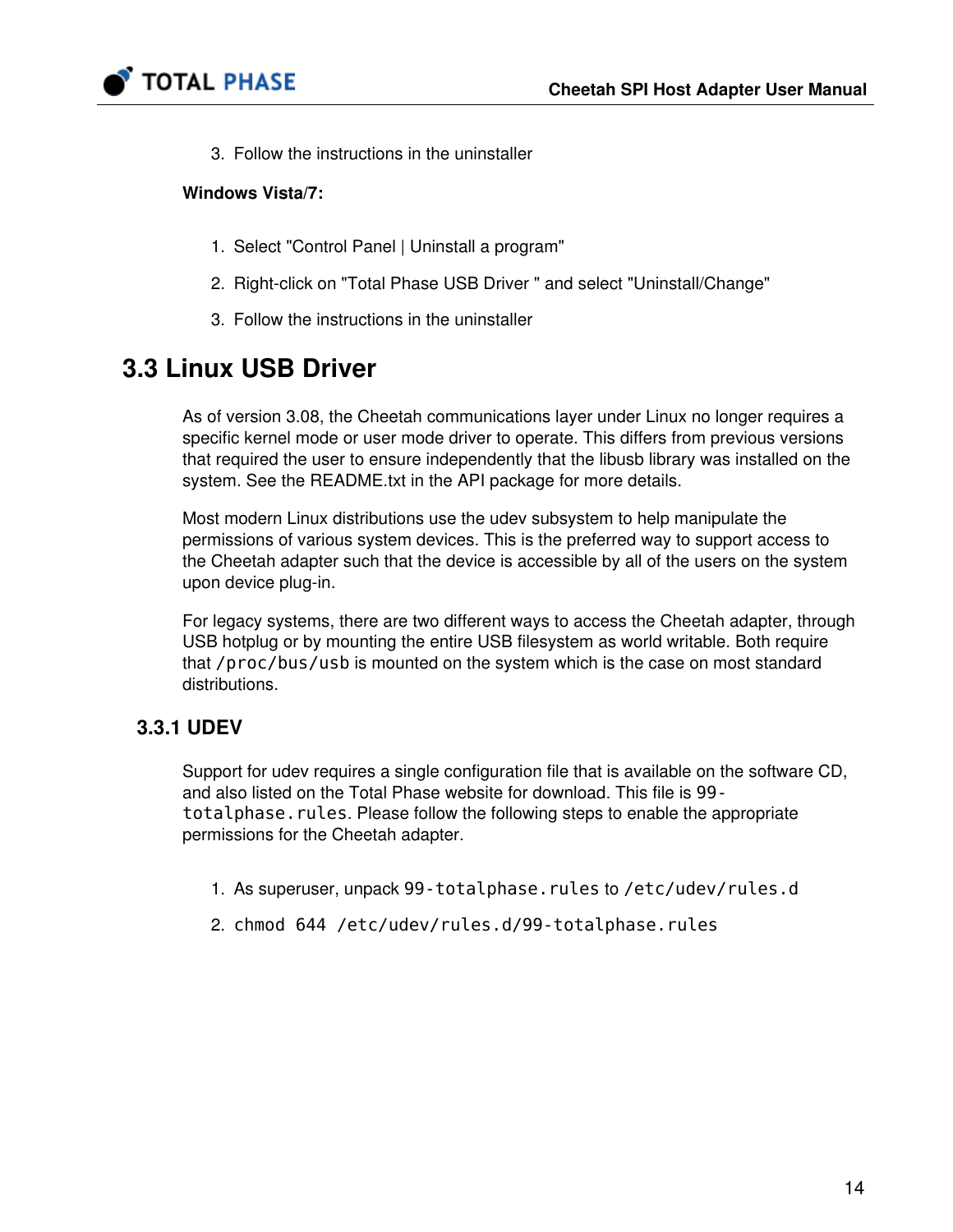3. Follow the instructions in the uninstaller

**Windows Vista/7:**

1. Select "Control Panel | Uninstall a program"
2. Right-click on "Total Phase USB Driver " and select "Uninstall/Change"
3. Follow the instructions in the uninstaller

## 3.3 Linux USB Driver

As of version 3.08, the Cheetah communications layer under Linux no longer requires a specific kernel mode or user mode driver to operate. This differs from previous versions that required the user to ensure independently that the libusb library was installed on the system. See the README.txt in the API package for more details.

Most modern Linux distributions use the udev subsystem to help manipulate the permissions of various system devices. This is the preferred way to support access to the Cheetah adapter such that the device is accessible by all of the users on the system upon device plug-in.

For legacy systems, there are two different ways to access the Cheetah adapter, through USB hotplug or by mounting the entire USB filesystem as world writable. Both require that `/proc/bus/usb` is mounted on the system which is the case on most standard distributions.

### 3.3.1 UDEV

Support for udev requires a single configuration file that is available on the software CD, and also listed on the Total Phase website for download. This file is `99-totalphase.rules`. Please follow the following steps to enable the appropriate permissions for the Cheetah adapter.

1. As superuser, unpack `99-totalphase.rules` to `/etc/udev/rules.d`
2. `chmod 644 /etc/udev/rules.d/99-totalphase.rules`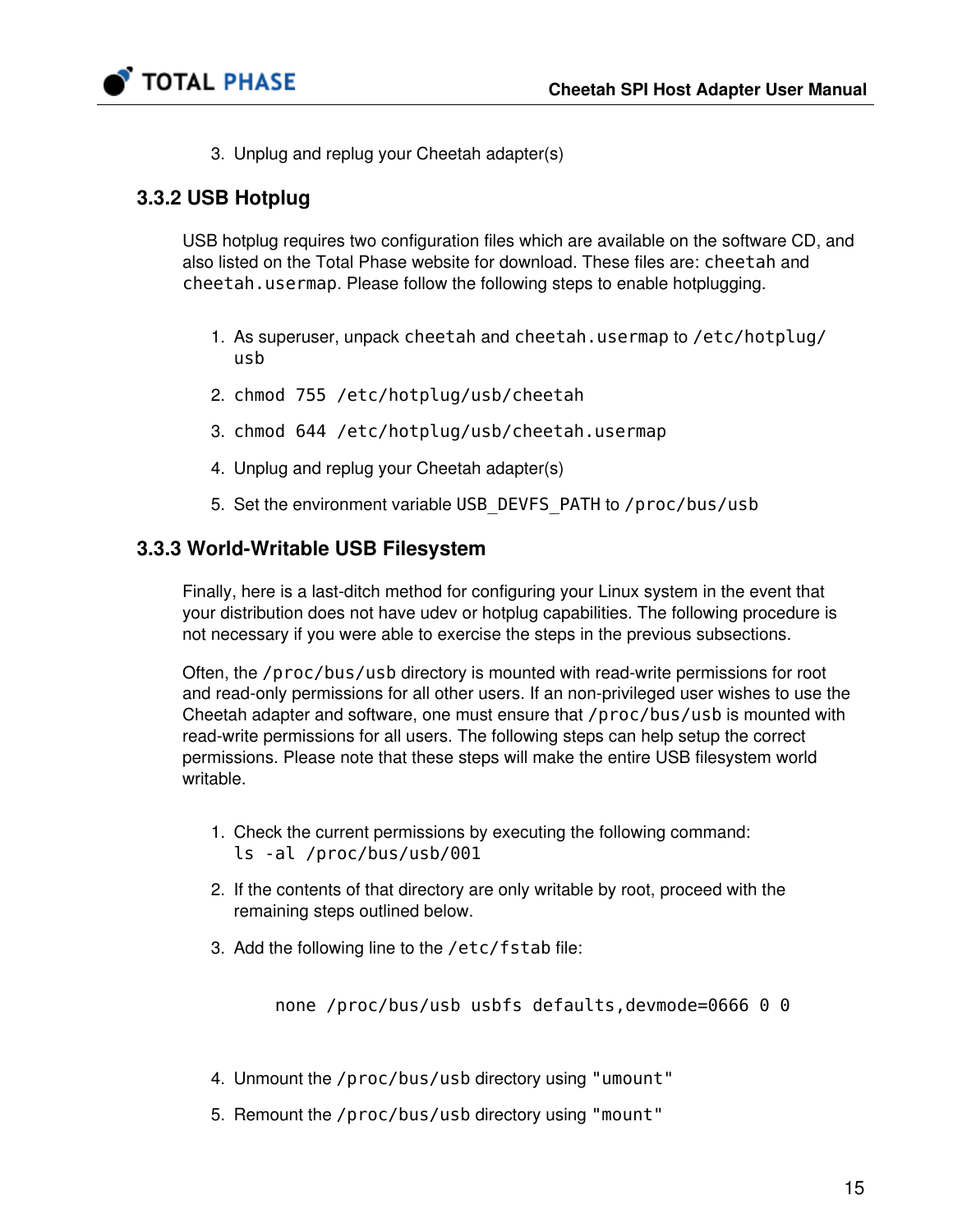3. Unplug and replug your Cheetah adapter(s)

### 3.3.2 USB Hotplug

USB hotplug requires two configuration files which are available on the software CD, and also listed on the Total Phase website for download. These files are: `cheetah` and `cheetah.usermap`. Please follow the following steps to enable hotplugging.

1. As superuser, unpack `cheetah` and `cheetah.usermap` to `/etc/hotplug/usb`
2. `chmod 755 /etc/hotplug/usb/cheetah`
3. `chmod 644 /etc/hotplug/usb/cheetah.usermap`
4. Unplug and replug your Cheetah adapter(s)
5. Set the environment variable `USB_DEVFS_PATH` to `/proc/bus/usb`

### 3.3.3 World-Writable USB Filesystem

Finally, here is a last-ditch method for configuring your Linux system in the event that your distribution does not have udev or hotplug capabilities. The following procedure is not necessary if you were able to exercise the steps in the previous subsections.

Often, the `/proc/bus/usb` directory is mounted with read-write permissions for root and read-only permissions for all other users. If an non-privileged user wishes to use the Cheetah adapter and software, one must ensure that `/proc/bus/usb` is mounted with read-write permissions for all users. The following steps can help setup the correct permissions. Please note that these steps will make the entire USB filesystem world writable.

1. Check the current permissions by executing the following command:
   `ls -al /proc/bus/usb/001`
2. If the contents of that directory are only writable by root, proceed with the remaining steps outlined below.
3. Add the following line to the `/etc/fstab` file:

   ```
   none /proc/bus/usb usbfs defaults,devmode=0666 0 0
   ```

4. Unmount the `/proc/bus/usb` directory using `"umount"`
5. Remount the `/proc/bus/usb` directory using `"mount"`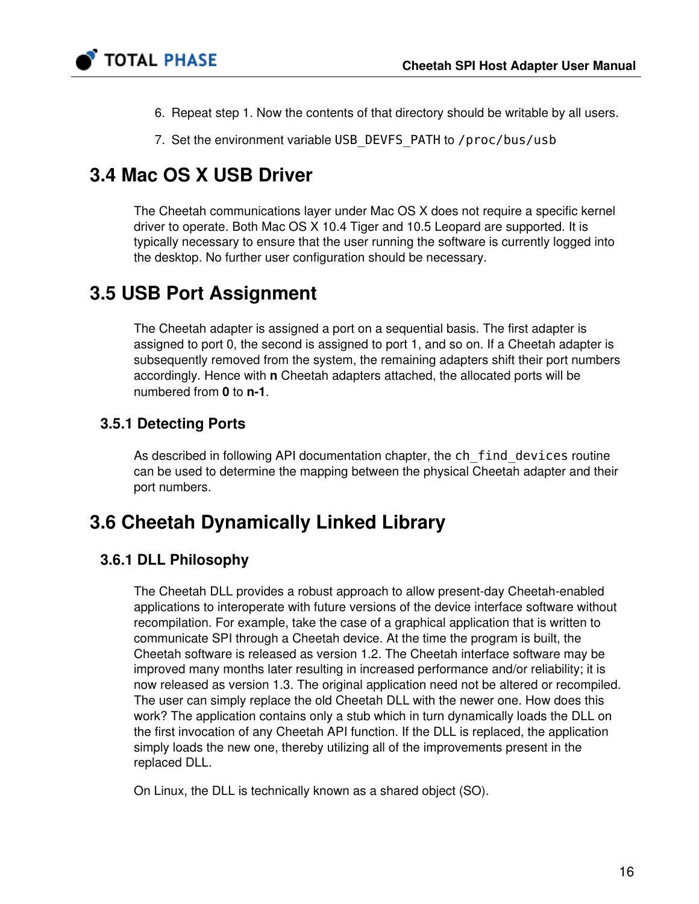6. Repeat step 1. Now the contents of that directory should be writable by all users.
7. Set the environment variable `USB_DEVFS_PATH` to `/proc/bus/usb`

## 3.4 Mac OS X USB Driver

The Cheetah communications layer under Mac OS X does not require a specific kernel driver to operate. Both Mac OS X 10.4 Tiger and 10.5 Leopard are supported. It is typically necessary to ensure that the user running the software is currently logged into the desktop. No further user configuration should be necessary.

## 3.5 USB Port Assignment

The Cheetah adapter is assigned a port on a sequential basis. The first adapter is assigned to port 0, the second is assigned to port 1, and so on. If a Cheetah adapter is subsequently removed from the system, the remaining adapters shift their port numbers accordingly. Hence with **n** Cheetah adapters attached, the allocated ports will be numbered from **0** to **n-1**.

### 3.5.1 Detecting Ports

As described in following API documentation chapter, the `ch_find_devices` routine can be used to determine the mapping between the physical Cheetah adapter and their port numbers.

## 3.6 Cheetah Dynamically Linked Library

### 3.6.1 DLL Philosophy

The Cheetah DLL provides a robust approach to allow present-day Cheetah-enabled applications to interoperate with future versions of the device interface software without recompilation. For example, take the case of a graphical application that is written to communicate SPI through a Cheetah device. At the time the program is built, the Cheetah software is released as version 1.2. The Cheetah interface software may be improved many months later resulting in increased performance and/or reliability; it is now released as version 1.3. The original application need not be altered or recompiled. The user can simply replace the old Cheetah DLL with the newer one. How does this work? The application contains only a stub which in turn dynamically loads the DLL on the first invocation of any Cheetah API function. If the DLL is replaced, the application simply loads the new one, thereby utilizing all of the improvements present in the replaced DLL.

On Linux, the DLL is technically known as a shared object (SO).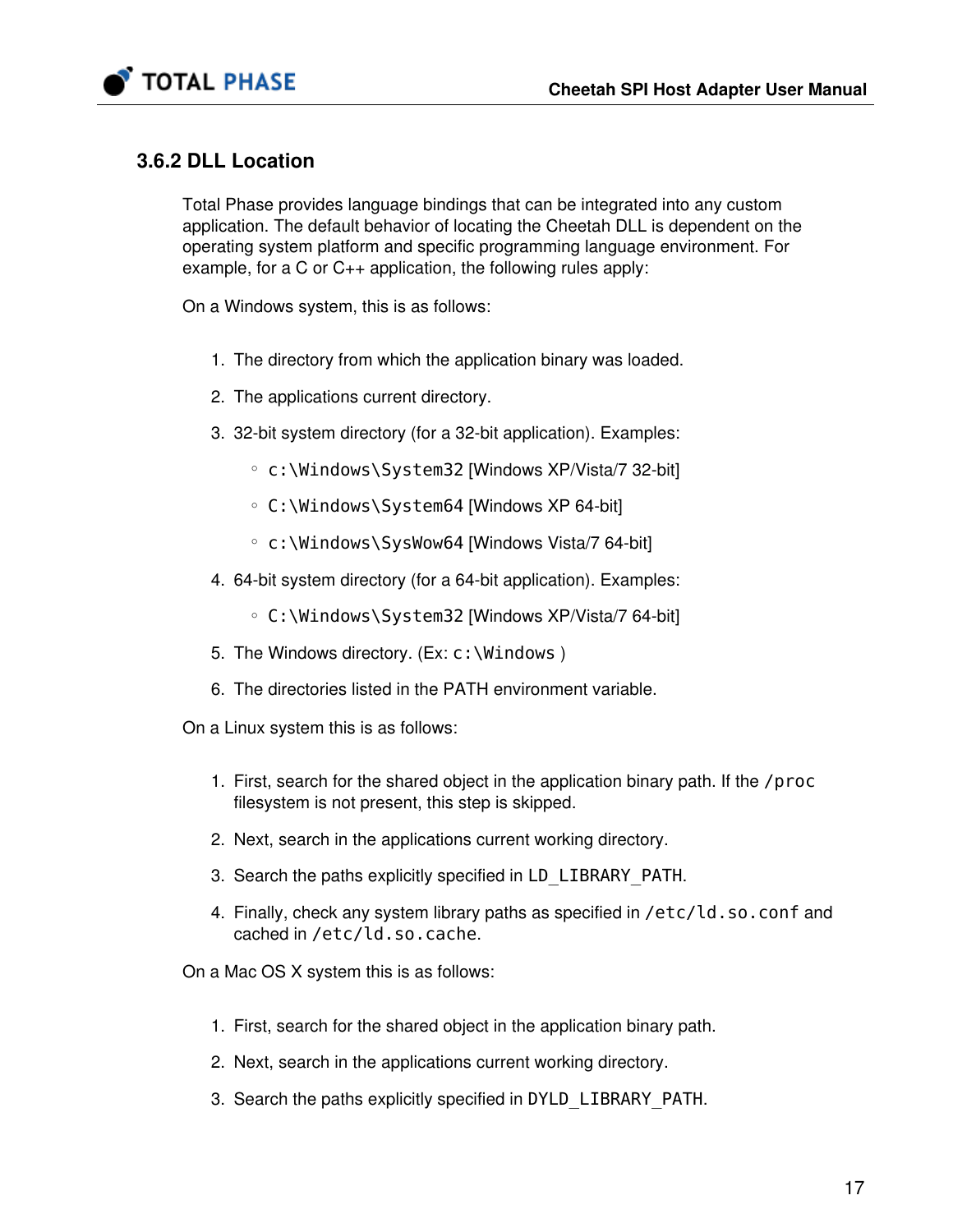### 3.6.2 DLL Location

Total Phase provides language bindings that can be integrated into any custom application. The default behavior of locating the Cheetah DLL is dependent on the operating system platform and specific programming language environment. For example, for a C or C++ application, the following rules apply:

On a Windows system, this is as follows:

1. The directory from which the application binary was loaded.
2. The applications current directory.
3. 32-bit system directory (for a 32-bit application). Examples:
   - `c:\Windows\System32` [Windows XP/Vista/7 32-bit]
   - `C:\Windows\System64` [Windows XP 64-bit]
   - `c:\Windows\SysWow64` [Windows Vista/7 64-bit]
4. 64-bit system directory (for a 64-bit application). Examples:
   - `C:\Windows\System32` [Windows XP/Vista/7 64-bit]
5. The Windows directory. (Ex: `c:\Windows` )
6. The directories listed in the PATH environment variable.

On a Linux system this is as follows:

1. First, search for the shared object in the application binary path. If the `/proc` filesystem is not present, this step is skipped.
2. Next, search in the applications current working directory.
3. Search the paths explicitly specified in `LD_LIBRARY_PATH`.
4. Finally, check any system library paths as specified in `/etc/ld.so.conf` and cached in `/etc/ld.so.cache`.

On a Mac OS X system this is as follows:

1. First, search for the shared object in the application binary path.
2. Next, search in the applications current working directory.
3. Search the paths explicitly specified in `DYLD_LIBRARY_PATH`.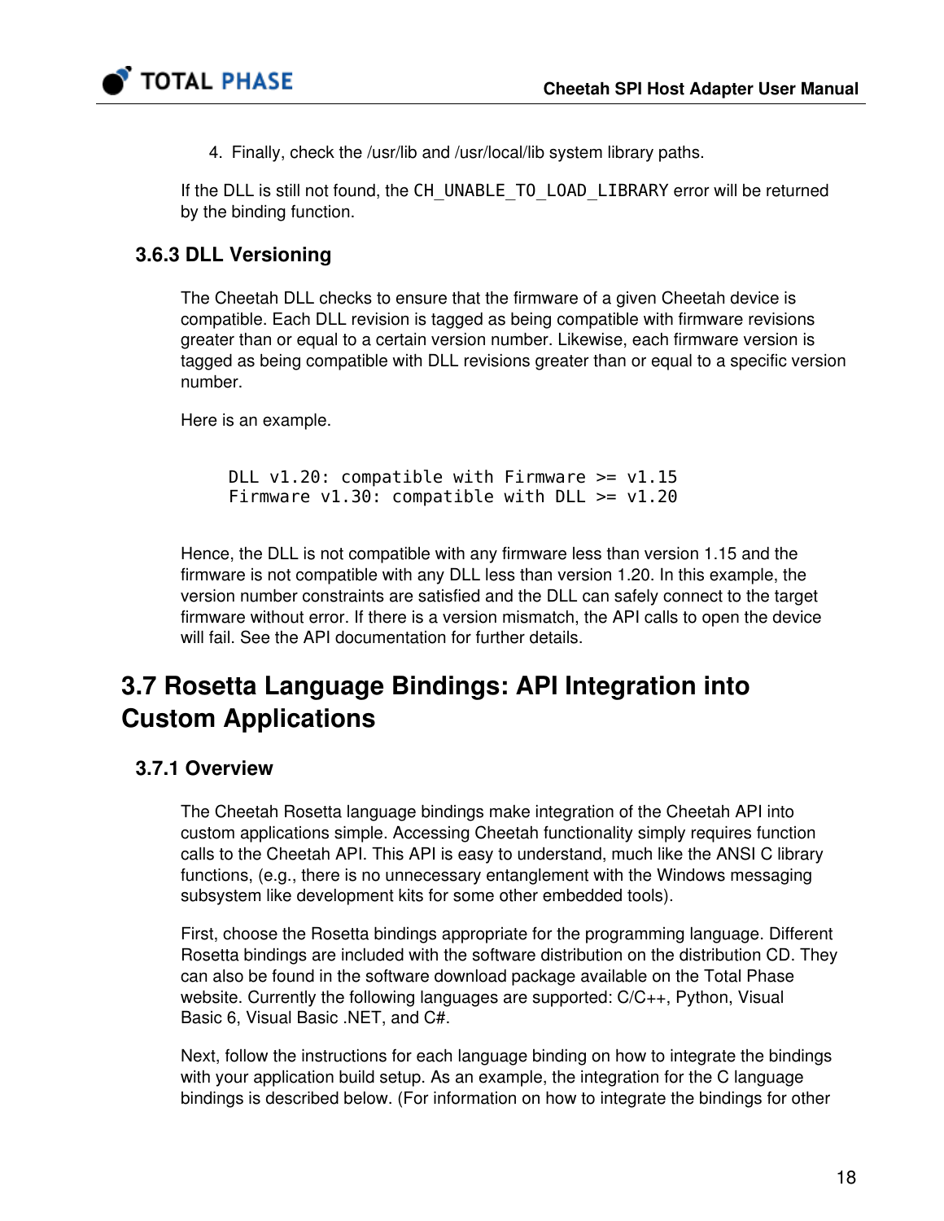4. Finally, check the /usr/lib and /usr/local/lib system library paths.

If the DLL is still not found, the `CH_UNABLE_TO_LOAD_LIBRARY` error will be returned by the binding function.

### 3.6.3 DLL Versioning

The Cheetah DLL checks to ensure that the firmware of a given Cheetah device is compatible. Each DLL revision is tagged as being compatible with firmware revisions greater than or equal to a certain version number. Likewise, each firmware version is tagged as being compatible with DLL revisions greater than or equal to a specific version number.

Here is an example.

```
DLL v1.20: compatible with Firmware >= v1.15
Firmware v1.30: compatible with DLL >= v1.20
```

Hence, the DLL is not compatible with any firmware less than version 1.15 and the firmware is not compatible with any DLL less than version 1.20. In this example, the version number constraints are satisfied and the DLL can safely connect to the target firmware without error. If there is a version mismatch, the API calls to open the device will fail. See the API documentation for further details.

## 3.7 Rosetta Language Bindings: API Integration into Custom Applications

### 3.7.1 Overview

The Cheetah Rosetta language bindings make integration of the Cheetah API into custom applications simple. Accessing Cheetah functionality simply requires function calls to the Cheetah API. This API is easy to understand, much like the ANSI C library functions, (e.g., there is no unnecessary entanglement with the Windows messaging subsystem like development kits for some other embedded tools).

First, choose the Rosetta bindings appropriate for the programming language. Different Rosetta bindings are included with the software distribution on the distribution CD. They can also be found in the software download package available on the Total Phase website. Currently the following languages are supported: C/C++, Python, Visual Basic 6, Visual Basic .NET, and C#.

Next, follow the instructions for each language binding on how to integrate the bindings with your application build setup. As an example, the integration for the C language bindings is described below. (For information on how to integrate the bindings for other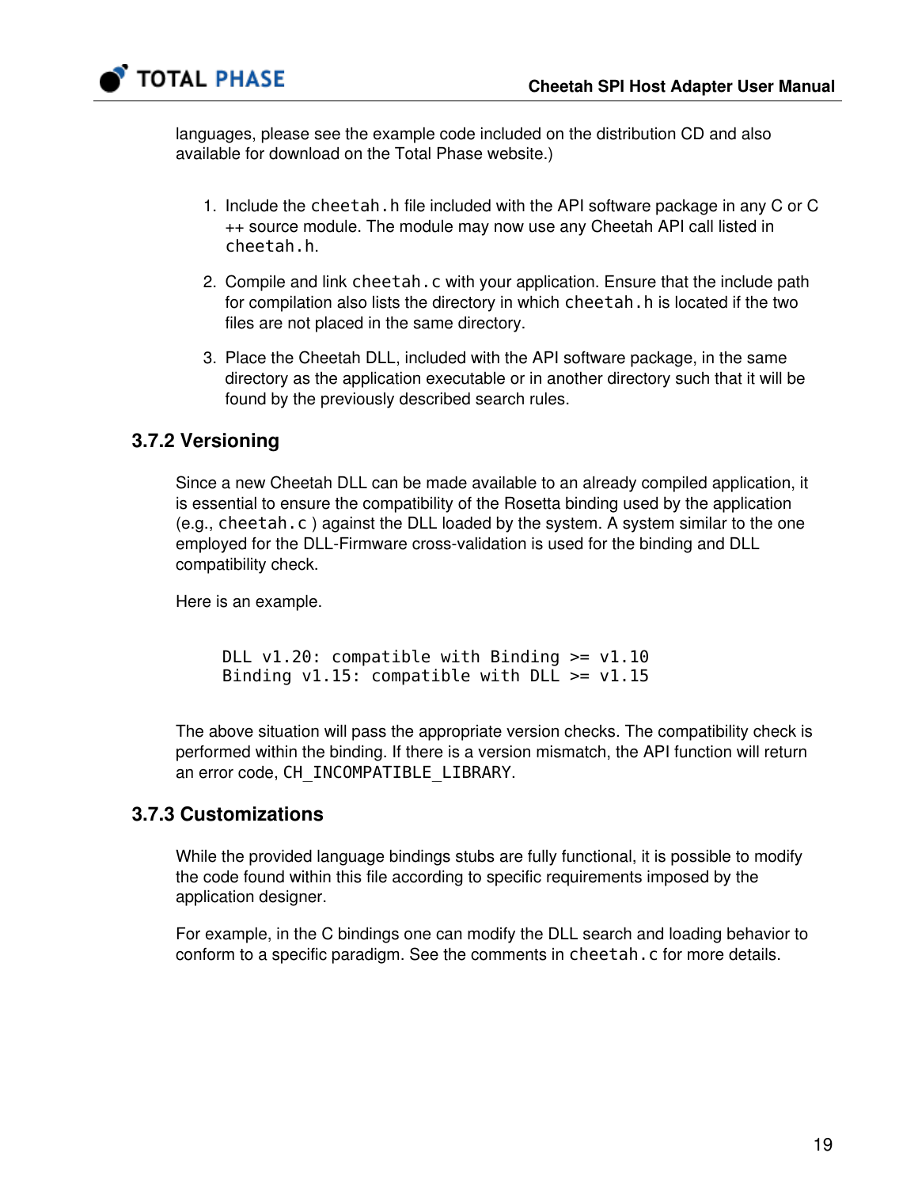languages, please see the example code included on the distribution CD and also available for download on the Total Phase website.)

1. Include the `cheetah.h` file included with the API software package in any C or C++ source module. The module may now use any Cheetah API call listed in `cheetah.h`.
2. Compile and link `cheetah.c` with your application. Ensure that the include path for compilation also lists the directory in which `cheetah.h` is located if the two files are not placed in the same directory.
3. Place the Cheetah DLL, included with the API software package, in the same directory as the application executable or in another directory such that it will be found by the previously described search rules.

### 3.7.2 Versioning

Since a new Cheetah DLL can be made available to an already compiled application, it is essential to ensure the compatibility of the Rosetta binding used by the application (e.g., `cheetah.c` ) against the DLL loaded by the system. A system similar to the one employed for the DLL-Firmware cross-validation is used for the binding and DLL compatibility check.

Here is an example.

```
DLL v1.20: compatible with Binding >= v1.10
Binding v1.15: compatible with DLL >= v1.15
```

The above situation will pass the appropriate version checks. The compatibility check is performed within the binding. If there is a version mismatch, the API function will return an error code, `CH_INCOMPATIBLE_LIBRARY`.

### 3.7.3 Customizations

While the provided language bindings stubs are fully functional, it is possible to modify the code found within this file according to specific requirements imposed by the application designer.

For example, in the C bindings one can modify the DLL search and loading behavior to conform to a specific paradigm. See the comments in `cheetah.c` for more details.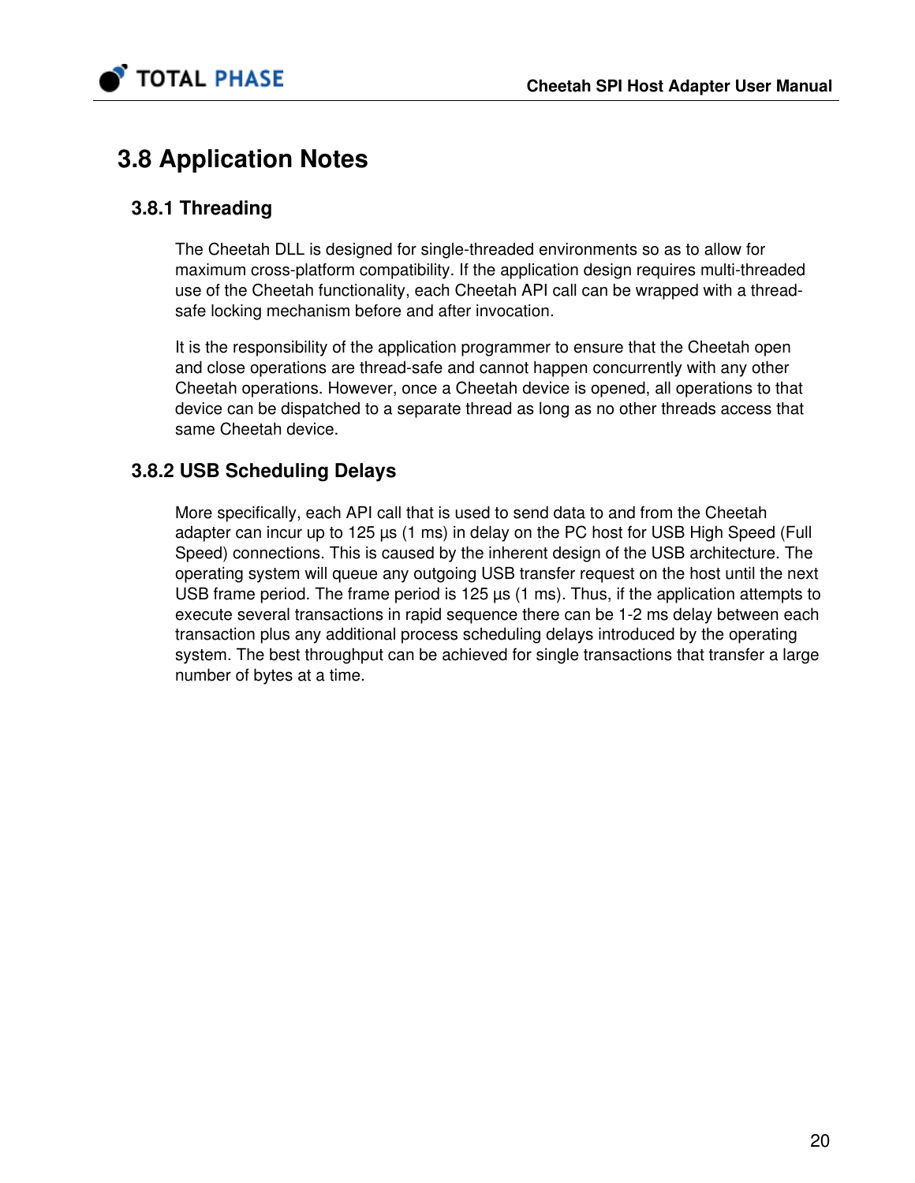## 3.8 Application Notes

### 3.8.1 Threading

The Cheetah DLL is designed for single-threaded environments so as to allow for maximum cross-platform compatibility. If the application design requires multi-threaded use of the Cheetah functionality, each Cheetah API call can be wrapped with a thread-safe locking mechanism before and after invocation.

It is the responsibility of the application programmer to ensure that the Cheetah open and close operations are thread-safe and cannot happen concurrently with any other Cheetah operations. However, once a Cheetah device is opened, all operations to that device can be dispatched to a separate thread as long as no other threads access that same Cheetah device.

### 3.8.2 USB Scheduling Delays

More specifically, each API call that is used to send data to and from the Cheetah adapter can incur up to 125 µs (1 ms) in delay on the PC host for USB High Speed (Full Speed) connections. This is caused by the inherent design of the USB architecture. The operating system will queue any outgoing USB transfer request on the host until the next USB frame period. The frame period is 125 µs (1 ms). Thus, if the application attempts to execute several transactions in rapid sequence there can be 1-2 ms delay between each transaction plus any additional process scheduling delays introduced by the operating system. The best throughput can be achieved for single transactions that transfer a large number of bytes at a time.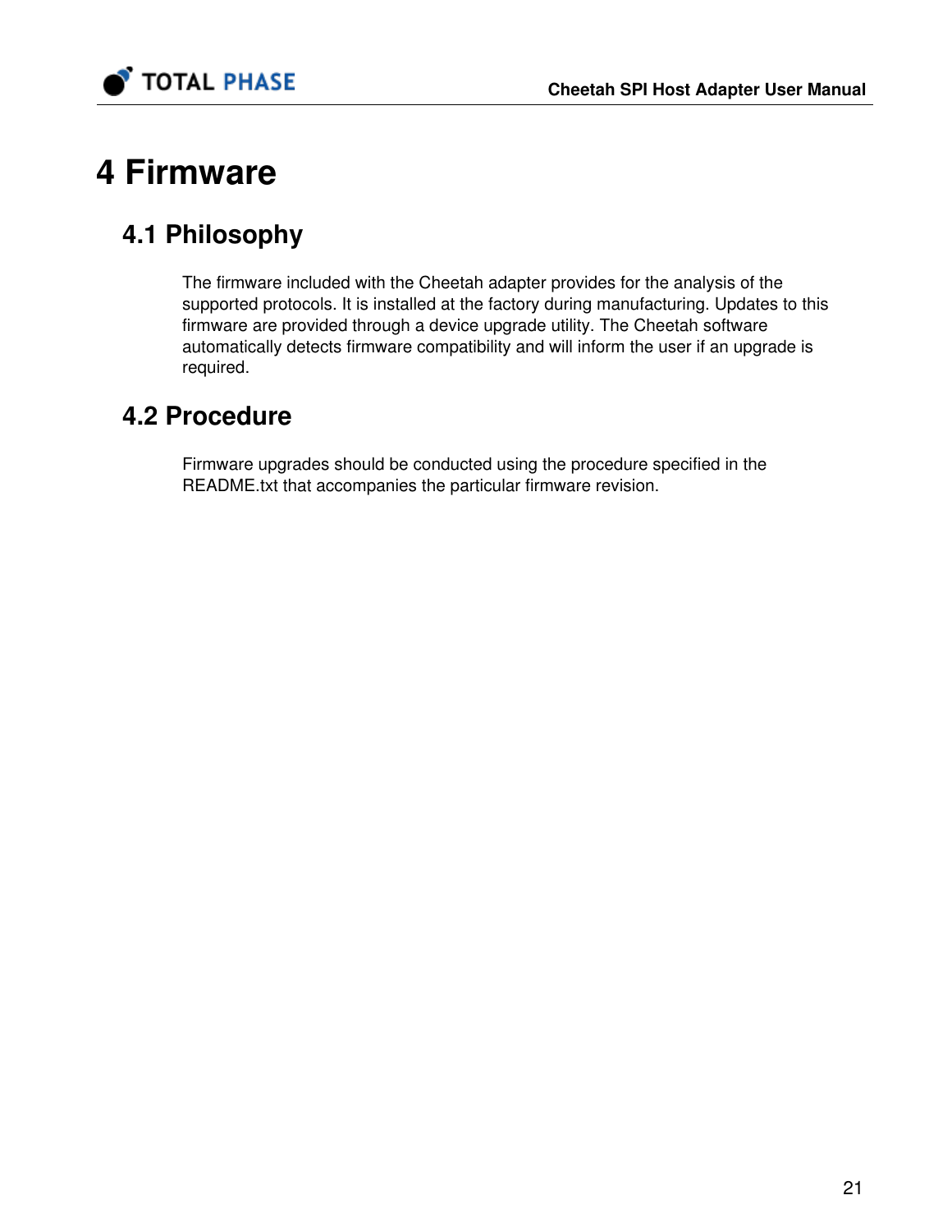# 4 Firmware

## 4.1 Philosophy

The firmware included with the Cheetah adapter provides for the analysis of the supported protocols. It is installed at the factory during manufacturing. Updates to this firmware are provided through a device upgrade utility. The Cheetah software automatically detects firmware compatibility and will inform the user if an upgrade is required.

## 4.2 Procedure

Firmware upgrades should be conducted using the procedure specified in the README.txt that accompanies the particular firmware revision.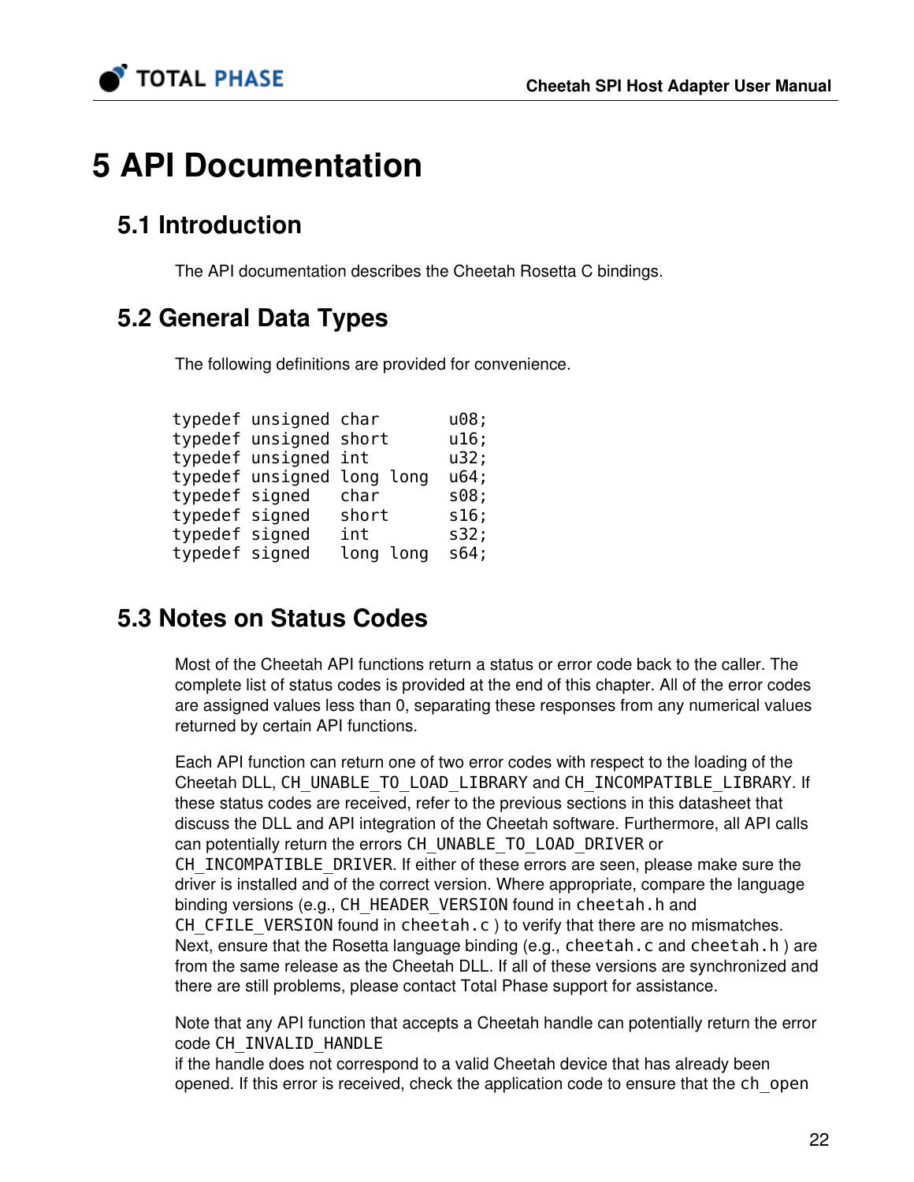# 5 API Documentation

## 5.1 Introduction

The API documentation describes the Cheetah Rosetta C bindings.

## 5.2 General Data Types

The following definitions are provided for convenience.

```
typedef unsigned char       u08;
typedef unsigned short      u16;
typedef unsigned int        u32;
typedef unsigned long long  u64;
typedef signed   char       s08;
typedef signed   short      s16;
typedef signed   int        s32;
typedef signed   long long  s64;
```

## 5.3 Notes on Status Codes

Most of the Cheetah API functions return a status or error code back to the caller. The complete list of status codes is provided at the end of this chapter. All of the error codes are assigned values less than 0, separating these responses from any numerical values returned by certain API functions.

Each API function can return one of two error codes with respect to the loading of the Cheetah DLL, `CH_UNABLE_TO_LOAD_LIBRARY` and `CH_INCOMPATIBLE_LIBRARY`. If these status codes are received, refer to the previous sections in this datasheet that discuss the DLL and API integration of the Cheetah software. Furthermore, all API calls can potentially return the errors `CH_UNABLE_TO_LOAD_DRIVER` or `CH_INCOMPATIBLE_DRIVER`. If either of these errors are seen, please make sure the driver is installed and of the correct version. Where appropriate, compare the language binding versions (e.g., `CH_HEADER_VERSION` found in `cheetah.h` and `CH_CFILE_VERSION` found in `cheetah.c` ) to verify that there are no mismatches. Next, ensure that the Rosetta language binding (e.g., `cheetah.c` and `cheetah.h` ) are from the same release as the Cheetah DLL. If all of these versions are synchronized and there are still problems, please contact Total Phase support for assistance.

Note that any API function that accepts a Cheetah handle can potentially return the error code `CH_INVALID_HANDLE` if the handle does not correspond to a valid Cheetah device that has already been opened. If this error is received, check the application code to ensure that the `ch_open`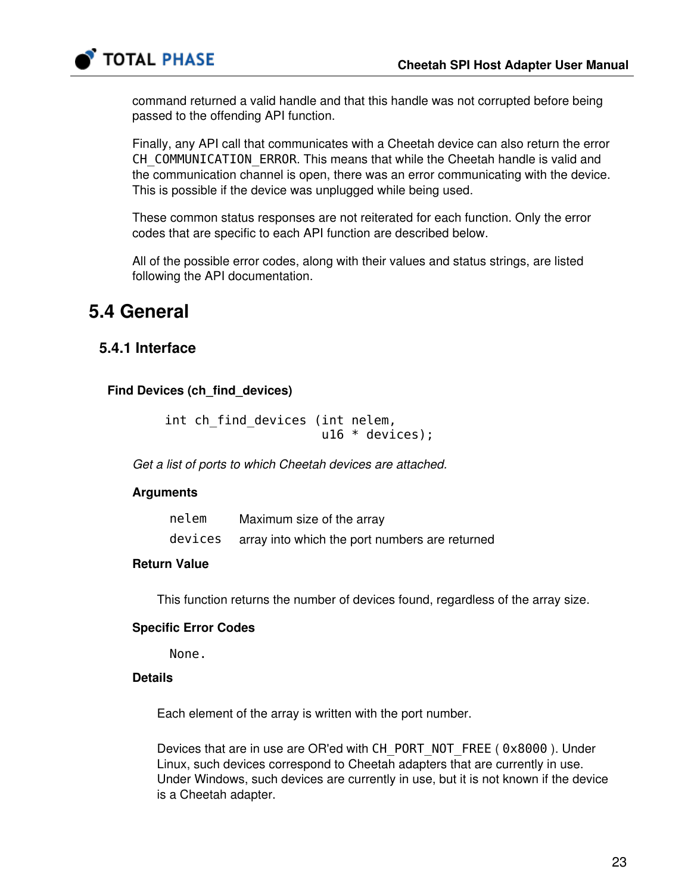command returned a valid handle and that this handle was not corrupted before being passed to the offending API function.

Finally, any API call that communicates with a Cheetah device can also return the error `CH_COMMUNICATION_ERROR`. This means that while the Cheetah handle is valid and the communication channel is open, there was an error communicating with the device. This is possible if the device was unplugged while being used.

These common status responses are not reiterated for each function. Only the error codes that are specific to each API function are described below.

All of the possible error codes, along with their values and status strings, are listed following the API documentation.

## 5.4 General

### 5.4.1 Interface

#### Find Devices (ch_find_devices)

```
int ch_find_devices (int nelem,
                     u16 * devices);
```

*Get a list of ports to which Cheetah devices are attached.*

**Arguments**

| | |
|---|---|
| `nelem` | Maximum size of the array |
| `devices` | array into which the port numbers are returned |

**Return Value**

This function returns the number of devices found, regardless of the array size.

**Specific Error Codes**

None.

**Details**

Each element of the array is written with the port number.

Devices that are in use are OR'ed with `CH_PORT_NOT_FREE` ( `0x8000` ). Under Linux, such devices correspond to Cheetah adapters that are currently in use. Under Windows, such devices are currently in use, but it is not known if the device is a Cheetah adapter.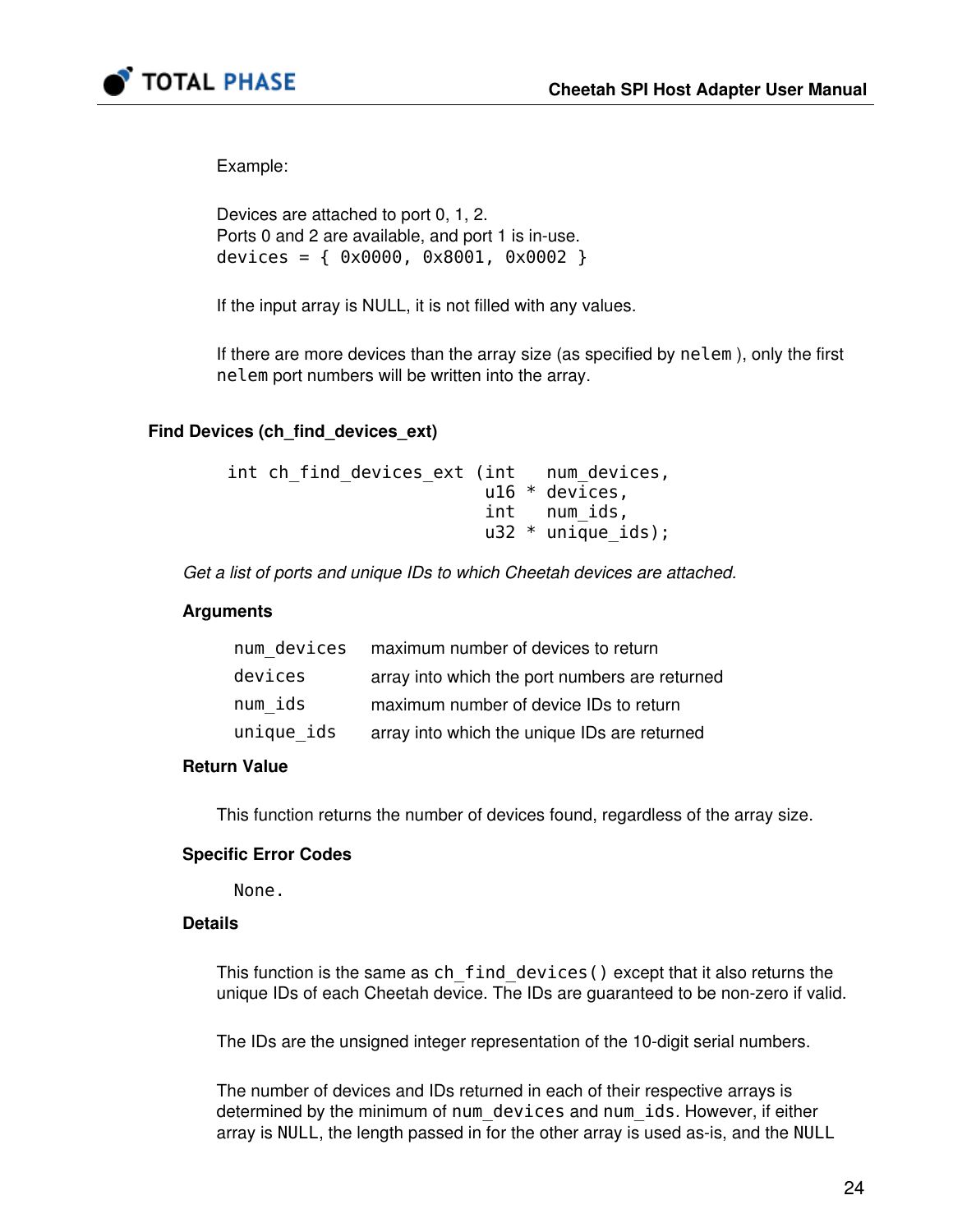Example:

Devices are attached to port 0, 1, 2.
Ports 0 and 2 are available, and port 1 is in-use.
`devices = { 0x0000, 0x8001, 0x0002 }`

If the input array is NULL, it is not filled with any values.

If there are more devices than the array size (as specified by `nelem`), only the first `nelem` port numbers will be written into the array.

### Find Devices (ch_find_devices_ext)

```
int ch_find_devices_ext (int   num_devices,
                         u16 * devices,
                         int   num_ids,
                         u32 * unique_ids);
```

*Get a list of ports and unique IDs to which Cheetah devices are attached.*

#### Arguments

| | |
|---|---|
| `num_devices` | maximum number of devices to return |
| `devices` | array into which the port numbers are returned |
| `num_ids` | maximum number of device IDs to return |
| `unique_ids` | array into which the unique IDs are returned |

#### Return Value

This function returns the number of devices found, regardless of the array size.

#### Specific Error Codes

None.

#### Details

This function is the same as `ch_find_devices()` except that it also returns the unique IDs of each Cheetah device. The IDs are guaranteed to be non-zero if valid.

The IDs are the unsigned integer representation of the 10-digit serial numbers.

The number of devices and IDs returned in each of their respective arrays is determined by the minimum of `num_devices` and `num_ids`. However, if either array is `NULL`, the length passed in for the other array is used as-is, and the `NULL`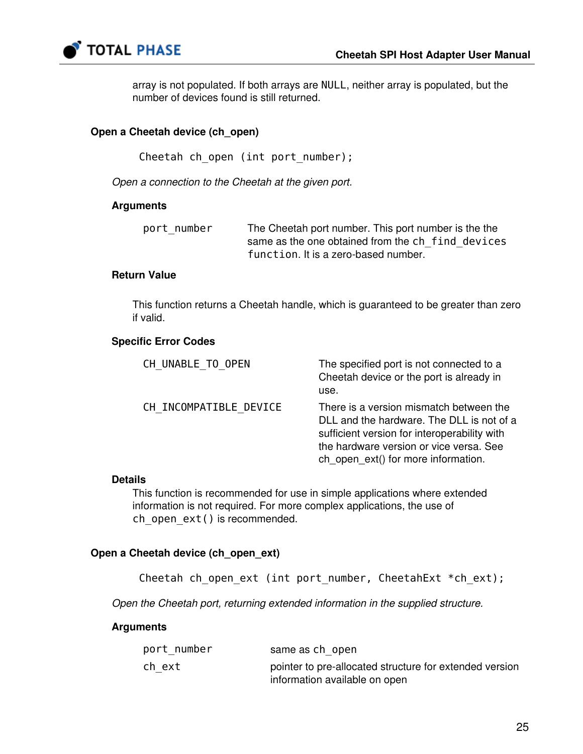array is not populated. If both arrays are NULL, neither array is populated, but the number of devices found is still returned.

### Open a Cheetah device (ch_open)

```
Cheetah ch_open (int port_number);
```

*Open a connection to the Cheetah at the given port.*

#### Arguments

| | |
|---|---|
| port_number | The Cheetah port number. This port number is the the same as the one obtained from the ch_find_devices function. It is a zero-based number. |

#### Return Value

This function returns a Cheetah handle, which is guaranteed to be greater than zero if valid.

#### Specific Error Codes

| | |
|---|---|
| CH_UNABLE_TO_OPEN | The specified port is not connected to a Cheetah device or the port is already in use. |
| CH_INCOMPATIBLE_DEVICE | There is a version mismatch between the DLL and the hardware. The DLL is not of a sufficient version for interoperability with the hardware version or vice versa. See ch_open_ext() for more information. |

#### Details

This function is recommended for use in simple applications where extended information is not required. For more complex applications, the use of `ch_open_ext()` is recommended.

### Open a Cheetah device (ch_open_ext)

```
Cheetah ch_open_ext (int port_number, CheetahExt *ch_ext);
```

*Open the Cheetah port, returning extended information in the supplied structure.*

#### Arguments

| | |
|---|---|
| port_number | same as ch_open |
| ch_ext | pointer to pre-allocated structure for extended version information available on open |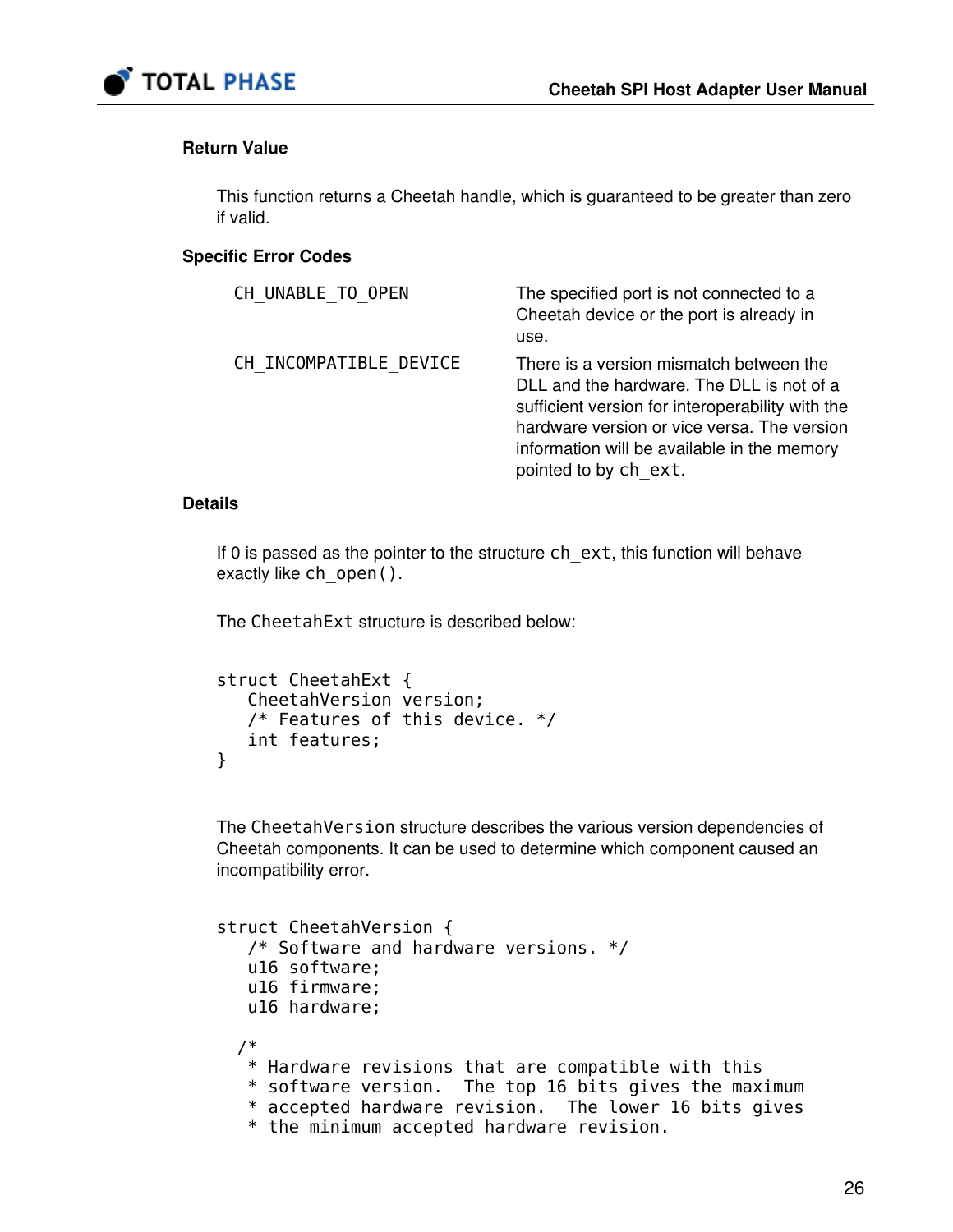#### Return Value

This function returns a Cheetah handle, which is guaranteed to be greater than zero if valid.

#### Specific Error Codes

| | |
|---|---|
| `CH_UNABLE_TO_OPEN` | The specified port is not connected to a Cheetah device or the port is already in use. |
| `CH_INCOMPATIBLE_DEVICE` | There is a version mismatch between the DLL and the hardware. The DLL is not of a sufficient version for interoperability with the hardware version or vice versa. The version information will be available in the memory pointed to by `ch_ext`. |

#### Details

If 0 is passed as the pointer to the structure `ch_ext`, this function will behave exactly like `ch_open()`.

The `CheetahExt` structure is described below:

```
struct CheetahExt {
   CheetahVersion version;
   /* Features of this device. */
   int features;
}
```

The `CheetahVersion` structure describes the various version dependencies of Cheetah components. It can be used to determine which component caused an incompatibility error.

```
struct CheetahVersion {
   /* Software and hardware versions. */
   u16 software;
   u16 firmware;
   u16 hardware;

  /*
   * Hardware revisions that are compatible with this
   * software version.  The top 16 bits gives the maximum
   * accepted hardware revision.  The lower 16 bits gives
   * the minimum accepted hardware revision.
```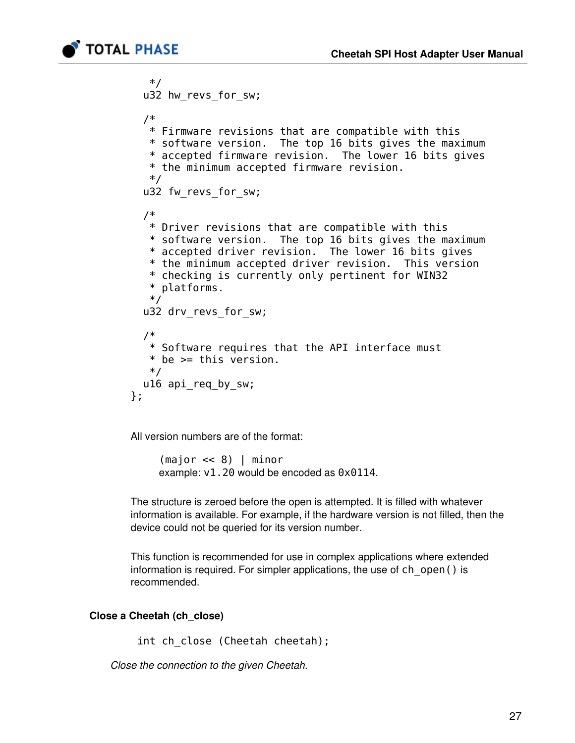```
     */
    u32 hw_revs_for_sw;

    /*
     * Firmware revisions that are compatible with this
     * software version.  The top 16 bits gives the maximum
     * accepted firmware revision.  The lower 16 bits gives
     * the minimum accepted firmware revision.
     */
    u32 fw_revs_for_sw;

    /*
     * Driver revisions that are compatible with this
     * software version.  The top 16 bits gives the maximum
     * accepted driver revision.  The lower 16 bits gives
     * the minimum accepted driver revision.  This version
     * checking is currently only pertinent for WIN32
     * platforms.
     */
    u32 drv_revs_for_sw;

    /*
     * Software requires that the API interface must
     * be >= this version.
     */
    u16 api_req_by_sw;
};
```

All version numbers are of the format:

```
(major << 8) | minor
```

example: `v1.20` would be encoded as `0x0114`.

The structure is zeroed before the open is attempted. It is filled with whatever information is available. For example, if the hardware version is not filled, then the device could not be queried for its version number.

This function is recommended for use in complex applications where extended information is required. For simpler applications, the use of `ch_open()` is recommended.

### Close a Cheetah (ch_close)

```
int ch_close (Cheetah cheetah);
```

*Close the connection to the given Cheetah.*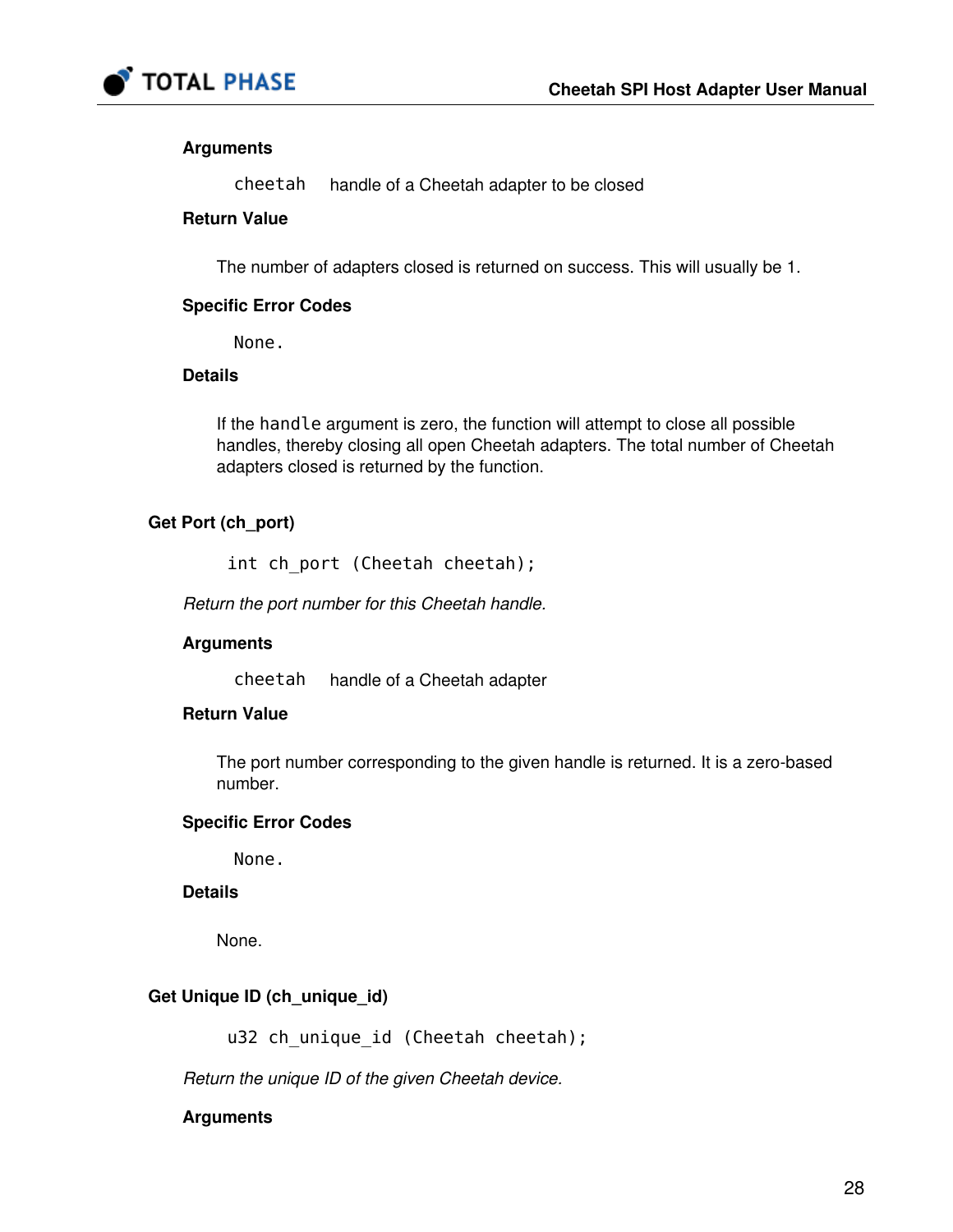#### Arguments

`cheetah` handle of a Cheetah adapter to be closed

#### Return Value

The number of adapters closed is returned on success. This will usually be 1.

#### Specific Error Codes

None.

#### Details

If the `handle` argument is zero, the function will attempt to close all possible handles, thereby closing all open Cheetah adapters. The total number of Cheetah adapters closed is returned by the function.

### Get Port (ch_port)

```
int ch_port (Cheetah cheetah);
```

*Return the port number for this Cheetah handle.*

#### Arguments

`cheetah` handle of a Cheetah adapter

#### Return Value

The port number corresponding to the given handle is returned. It is a zero-based number.

#### Specific Error Codes

None.

#### Details

None.

### Get Unique ID (ch_unique_id)

```
u32 ch_unique_id (Cheetah cheetah);
```

*Return the unique ID of the given Cheetah device.*

#### Arguments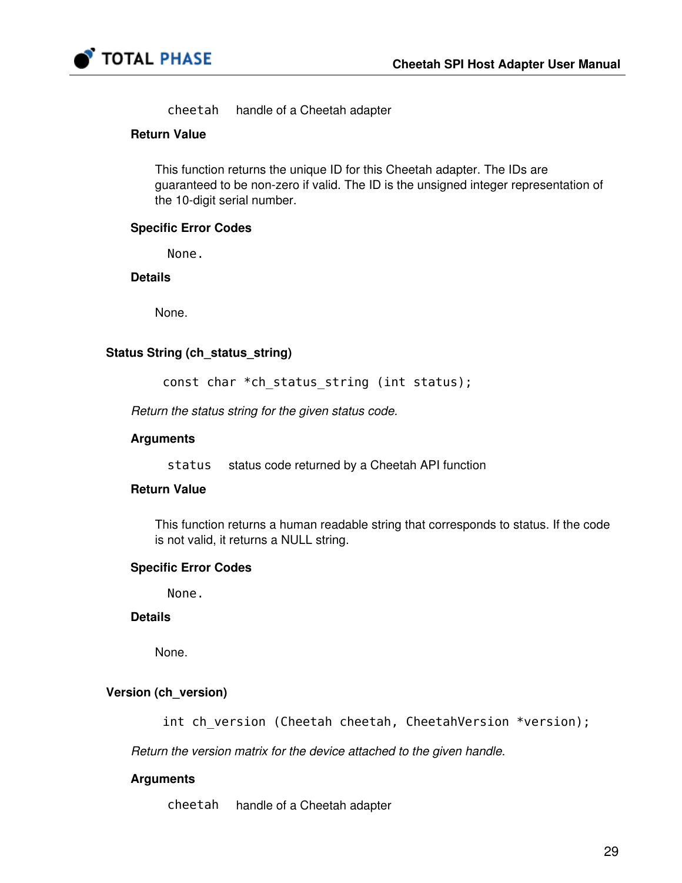`cheetah` handle of a Cheetah adapter

#### Return Value

This function returns the unique ID for this Cheetah adapter. The IDs are guaranteed to be non-zero if valid. The ID is the unsigned integer representation of the 10-digit serial number.

#### Specific Error Codes

`None.`

#### Details

None.

### Status String (ch_status_string)

```
const char *ch_status_string (int status);
```

*Return the status string for the given status code.*

#### Arguments

`status` status code returned by a Cheetah API function

#### Return Value

This function returns a human readable string that corresponds to status. If the code is not valid, it returns a NULL string.

#### Specific Error Codes

`None.`

#### Details

None.

### Version (ch_version)

```
int ch_version (Cheetah cheetah, CheetahVersion *version);
```

*Return the version matrix for the device attached to the given handle.*

#### Arguments

`cheetah` handle of a Cheetah adapter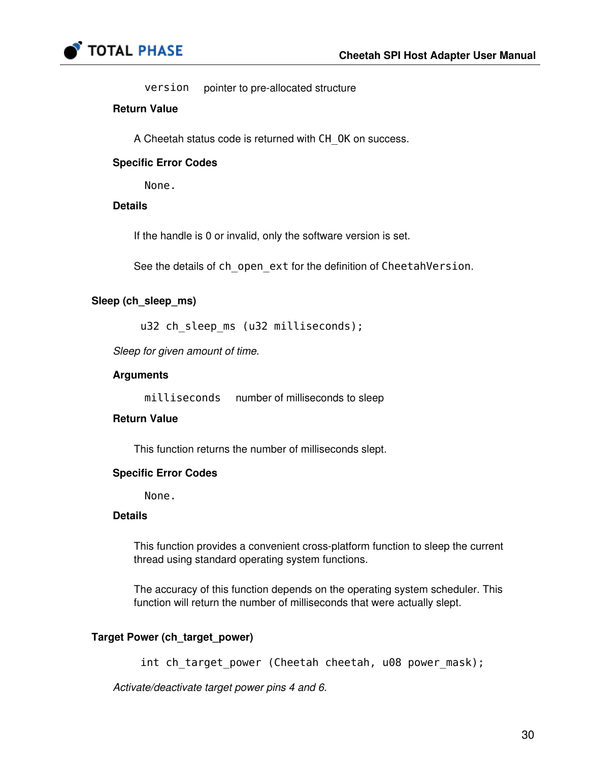`version` pointer to pre-allocated structure

#### Return Value

A Cheetah status code is returned with `CH_OK` on success.

#### Specific Error Codes

None.

#### Details

If the handle is 0 or invalid, only the software version is set.

See the details of `ch_open_ext` for the definition of `CheetahVersion`.

### Sleep (ch_sleep_ms)

```
u32 ch_sleep_ms (u32 milliseconds);
```

*Sleep for given amount of time.*

#### Arguments

`milliseconds` number of milliseconds to sleep

#### Return Value

This function returns the number of milliseconds slept.

#### Specific Error Codes

None.

#### Details

This function provides a convenient cross-platform function to sleep the current thread using standard operating system functions.

The accuracy of this function depends on the operating system scheduler. This function will return the number of milliseconds that were actually slept.

### Target Power (ch_target_power)

```
int ch_target_power (Cheetah cheetah, u08 power_mask);
```

*Activate/deactivate target power pins 4 and 6.*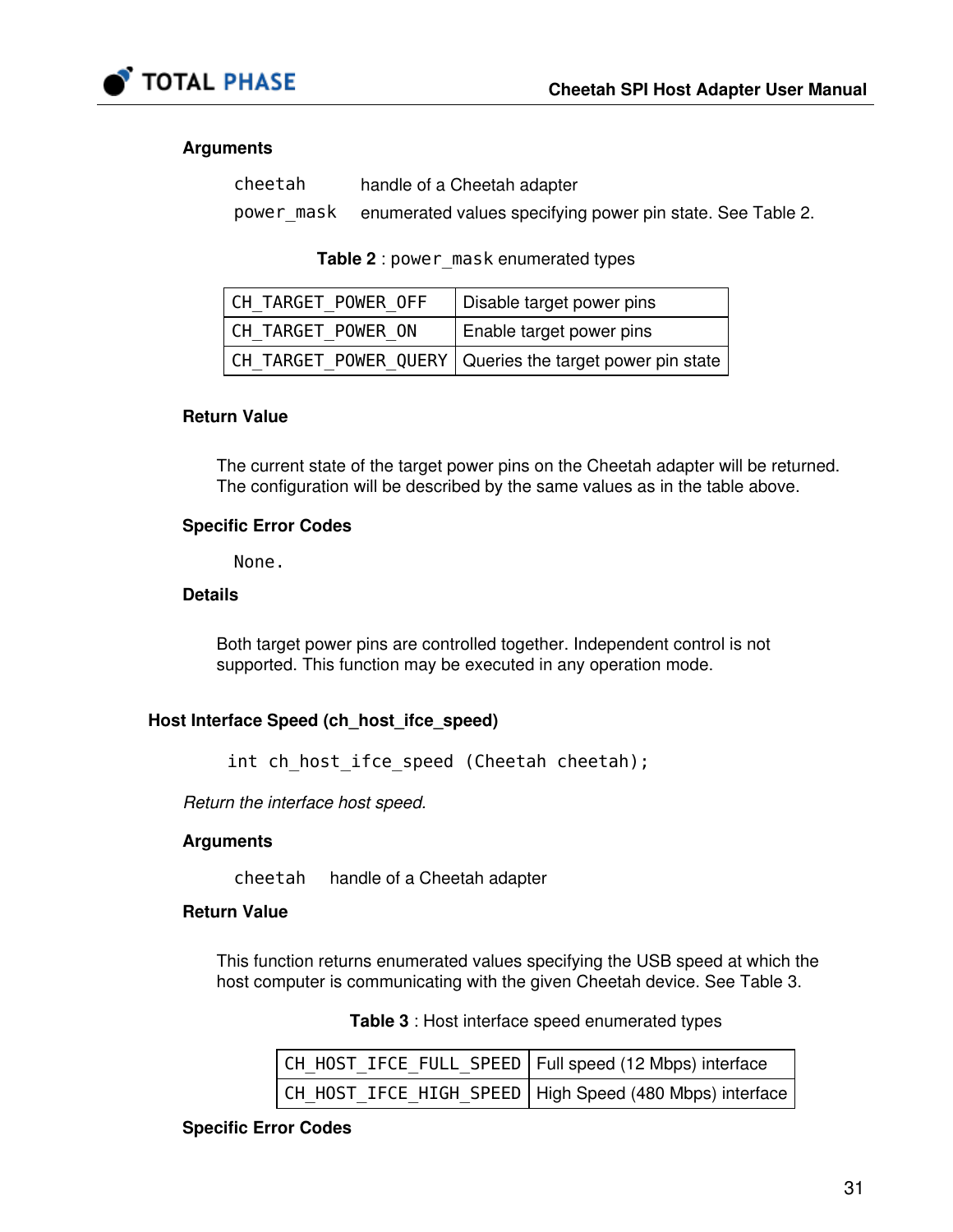#### Arguments

| | |
|---|---|
| `cheetah` | handle of a Cheetah adapter |
| `power_mask` | enumerated values specifying power pin state. See Table 2. |

**Table 2** : `power_mask` enumerated types

| | |
|---|---|
| `CH_TARGET_POWER_OFF` | Disable target power pins |
| `CH_TARGET_POWER_ON` | Enable target power pins |
| `CH_TARGET_POWER_QUERY` | Queries the target power pin state |

#### Return Value

The current state of the target power pins on the Cheetah adapter will be returned. The configuration will be described by the same values as in the table above.

#### Specific Error Codes

`None.`

#### Details

Both target power pins are controlled together. Independent control is not supported. This function may be executed in any operation mode.

### Host Interface Speed (ch_host_ifce_speed)

```
int ch_host_ifce_speed (Cheetah cheetah);
```

*Return the interface host speed.*

#### Arguments

| | |
|---|---|
| `cheetah` | handle of a Cheetah adapter |

#### Return Value

This function returns enumerated values specifying the USB speed at which the host computer is communicating with the given Cheetah device. See Table 3.

**Table 3** : Host interface speed enumerated types

| | |
|---|---|
| `CH_HOST_IFCE_FULL_SPEED` | Full speed (12 Mbps) interface |
| `CH_HOST_IFCE_HIGH_SPEED` | High Speed (480 Mbps) interface |

#### Specific Error Codes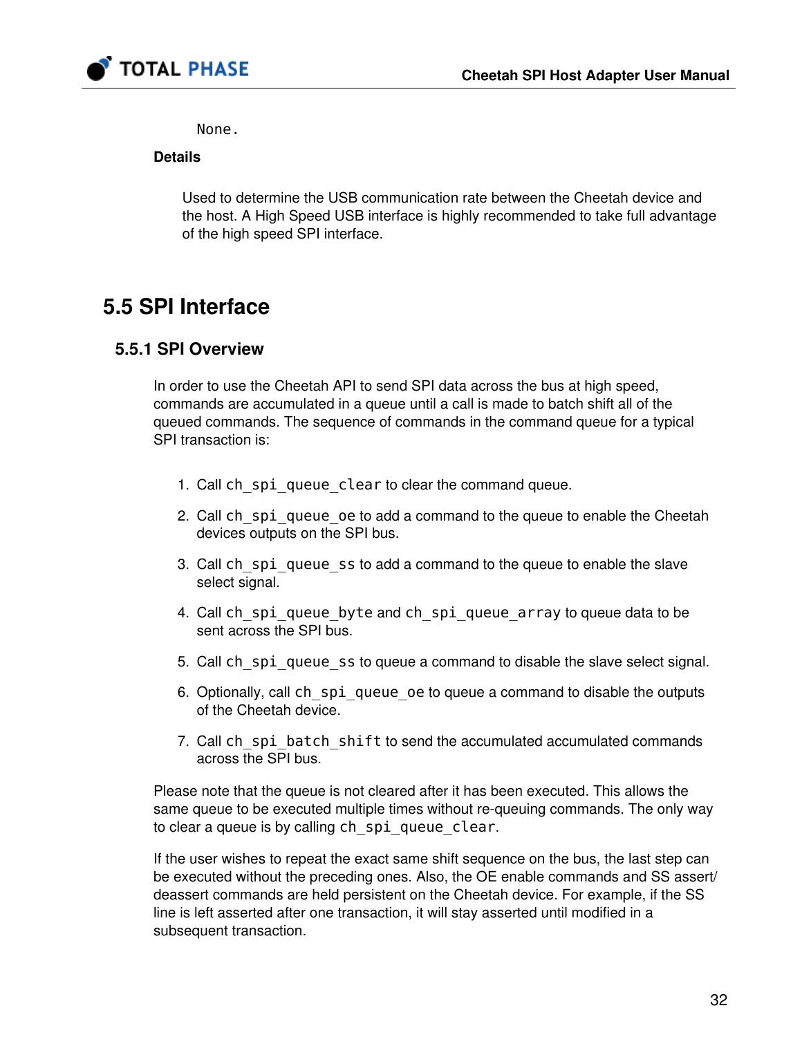None.

**Details**

Used to determine the USB communication rate between the Cheetah device and the host. A High Speed USB interface is highly recommended to take full advantage of the high speed SPI interface.

## 5.5 SPI Interface

### 5.5.1 SPI Overview

In order to use the Cheetah API to send SPI data across the bus at high speed, commands are accumulated in a queue until a call is made to batch shift all of the queued commands. The sequence of commands in the command queue for a typical SPI transaction is:

1. Call `ch_spi_queue_clear` to clear the command queue.
2. Call `ch_spi_queue_oe` to add a command to the queue to enable the Cheetah devices outputs on the SPI bus.
3. Call `ch_spi_queue_ss` to add a command to the queue to enable the slave select signal.
4. Call `ch_spi_queue_byte` and `ch_spi_queue_array` to queue data to be sent across the SPI bus.
5. Call `ch_spi_queue_ss` to queue a command to disable the slave select signal.
6. Optionally, call `ch_spi_queue_oe` to queue a command to disable the outputs of the Cheetah device.
7. Call `ch_spi_batch_shift` to send the accumulated accumulated commands across the SPI bus.

Please note that the queue is not cleared after it has been executed. This allows the same queue to be executed multiple times without re-queuing commands. The only way to clear a queue is by calling `ch_spi_queue_clear`.

If the user wishes to repeat the exact same shift sequence on the bus, the last step can be executed without the preceding ones. Also, the OE enable commands and SS assert/deassert commands are held persistent on the Cheetah device. For example, if the SS line is left asserted after one transaction, it will stay asserted until modified in a subsequent transaction.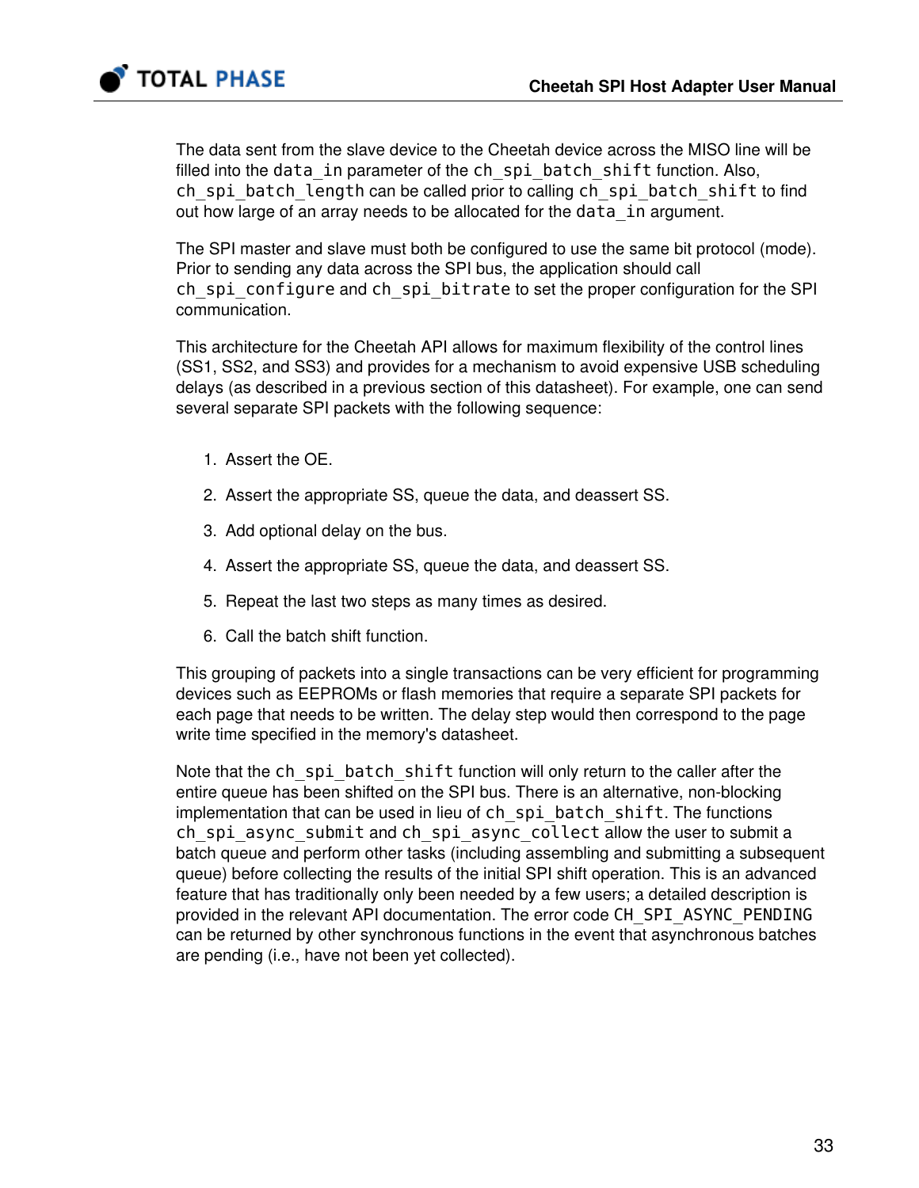The data sent from the slave device to the Cheetah device across the MISO line will be filled into the `data_in` parameter of the `ch_spi_batch_shift` function. Also, `ch_spi_batch_length` can be called prior to calling `ch_spi_batch_shift` to find out how large of an array needs to be allocated for the `data_in` argument.

The SPI master and slave must both be configured to use the same bit protocol (mode). Prior to sending any data across the SPI bus, the application should call `ch_spi_configure` and `ch_spi_bitrate` to set the proper configuration for the SPI communication.

This architecture for the Cheetah API allows for maximum flexibility of the control lines (SS1, SS2, and SS3) and provides for a mechanism to avoid expensive USB scheduling delays (as described in a previous section of this datasheet). For example, one can send several separate SPI packets with the following sequence:

1. Assert the OE.
2. Assert the appropriate SS, queue the data, and deassert SS.
3. Add optional delay on the bus.
4. Assert the appropriate SS, queue the data, and deassert SS.
5. Repeat the last two steps as many times as desired.
6. Call the batch shift function.

This grouping of packets into a single transactions can be very efficient for programming devices such as EEPROMs or flash memories that require a separate SPI packets for each page that needs to be written. The delay step would then correspond to the page write time specified in the memory's datasheet.

Note that the `ch_spi_batch_shift` function will only return to the caller after the entire queue has been shifted on the SPI bus. There is an alternative, non-blocking implementation that can be used in lieu of `ch_spi_batch_shift`. The functions `ch_spi_async_submit` and `ch_spi_async_collect` allow the user to submit a batch queue and perform other tasks (including assembling and submitting a subsequent queue) before collecting the results of the initial SPI shift operation. This is an advanced feature that has traditionally only been needed by a few users; a detailed description is provided in the relevant API documentation. The error code `CH_SPI_ASYNC_PENDING` can be returned by other synchronous functions in the event that asynchronous batches are pending (i.e., have not been yet collected).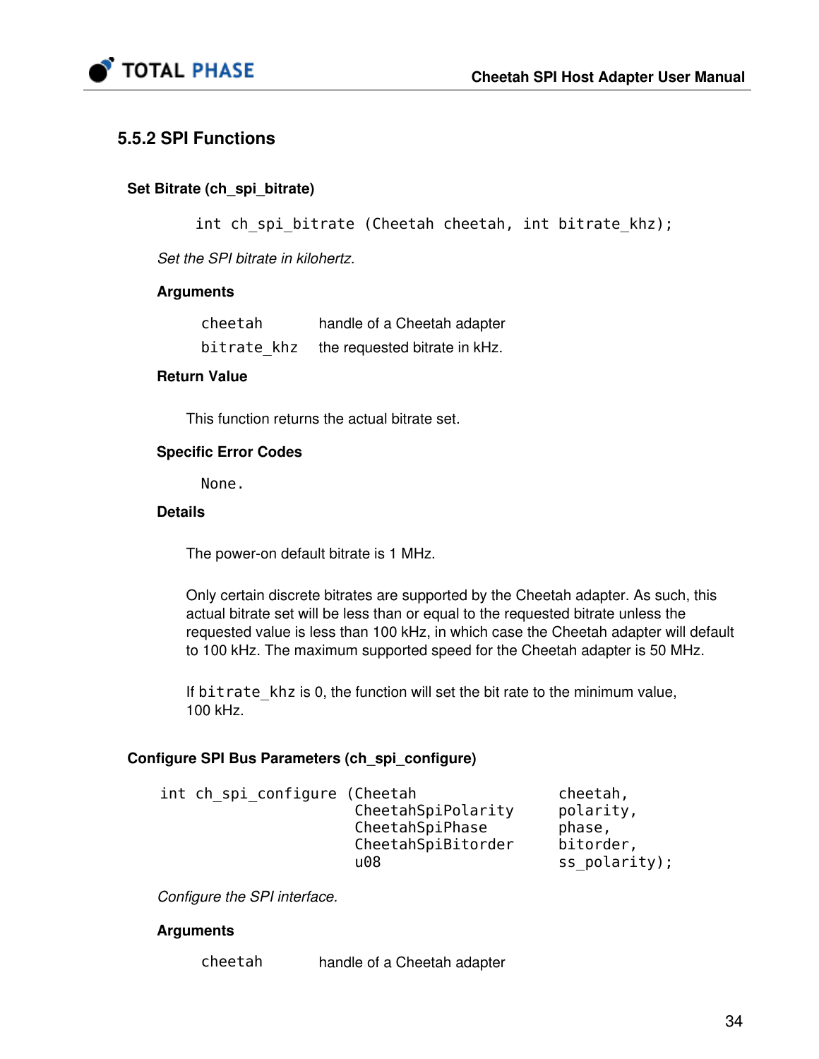### 5.5.2 SPI Functions

#### Set Bitrate (ch_spi_bitrate)

```
int ch_spi_bitrate (Cheetah cheetah, int bitrate_khz);
```

*Set the SPI bitrate in kilohertz.*

**Arguments**

| | |
|---|---|
| `cheetah` | handle of a Cheetah adapter |
| `bitrate_khz` | the requested bitrate in kHz. |

**Return Value**

This function returns the actual bitrate set.

**Specific Error Codes**

None.

**Details**

The power-on default bitrate is 1 MHz.

Only certain discrete bitrates are supported by the Cheetah adapter. As such, this actual bitrate set will be less than or equal to the requested bitrate unless the requested value is less than 100 kHz, in which case the Cheetah adapter will default to 100 kHz. The maximum supported speed for the Cheetah adapter is 50 MHz.

If `bitrate_khz` is 0, the function will set the bit rate to the minimum value, 100 kHz.

#### Configure SPI Bus Parameters (ch_spi_configure)

```
int ch_spi_configure (Cheetah                  cheetah,
                      CheetahSpiPolarity       polarity,
                      CheetahSpiPhase          phase,
                      CheetahSpiBitorder       bitorder,
                      u08                      ss_polarity);
```

*Configure the SPI interface.*

**Arguments**

| | |
|---|---|
| `cheetah` | handle of a Cheetah adapter |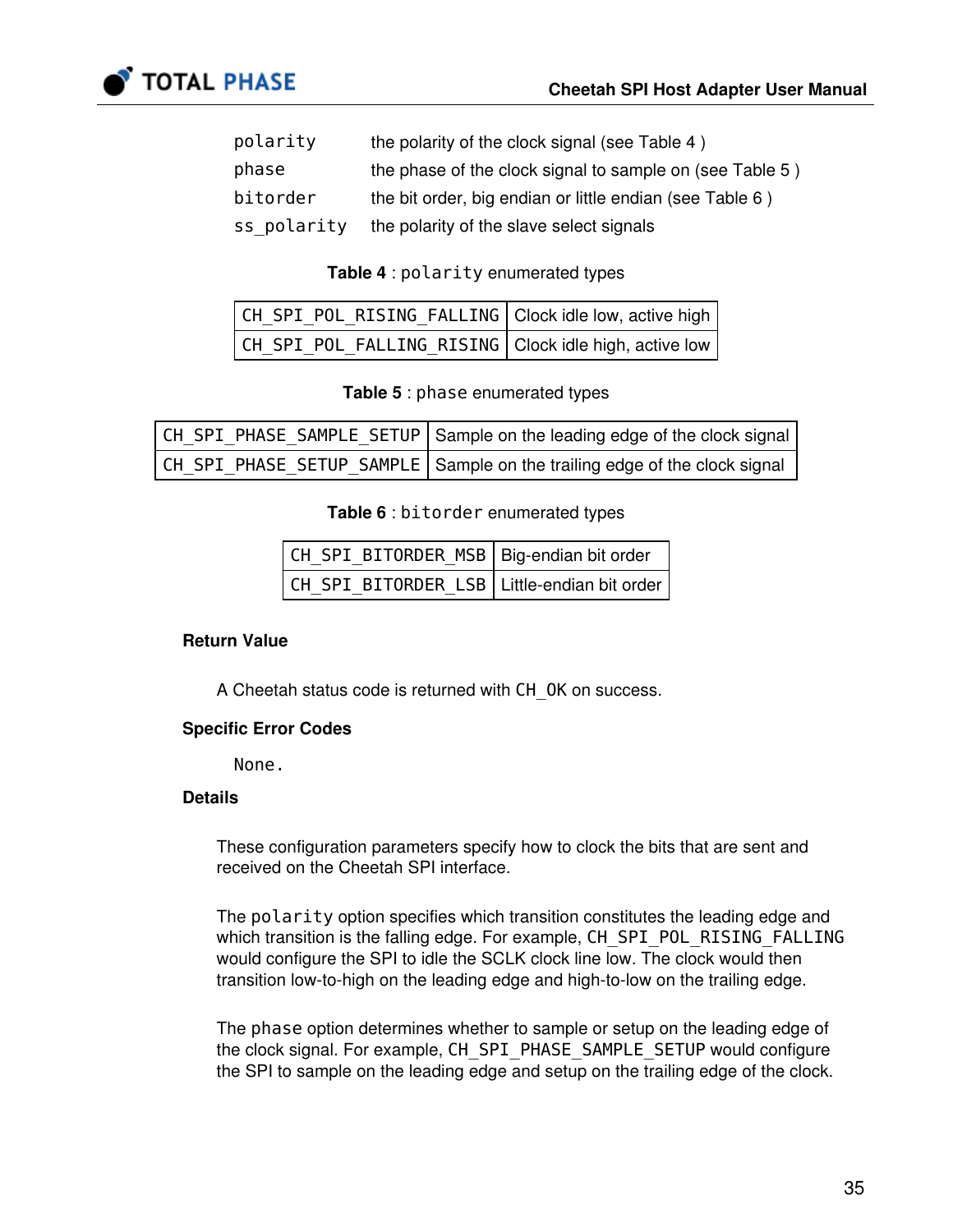| | |
|---|---|
| `polarity` | the polarity of the clock signal (see Table 4 ) |
| `phase` | the phase of the clock signal to sample on (see Table 5 ) |
| `bitorder` | the bit order, big endian or little endian (see Table 6 ) |
| `ss_polarity` | the polarity of the slave select signals |

**Table 4** : `polarity` enumerated types

| | |
|---|---|
| `CH_SPI_POL_RISING_FALLING` | Clock idle low, active high |
| `CH_SPI_POL_FALLING_RISING` | Clock idle high, active low |

**Table 5** : `phase` enumerated types

| | |
|---|---|
| `CH_SPI_PHASE_SAMPLE_SETUP` | Sample on the leading edge of the clock signal |
| `CH_SPI_PHASE_SETUP_SAMPLE` | Sample on the trailing edge of the clock signal |

**Table 6** : `bitorder` enumerated types

| | |
|---|---|
| `CH_SPI_BITORDER_MSB` | Big-endian bit order |
| `CH_SPI_BITORDER_LSB` | Little-endian bit order |

#### Return Value

A Cheetah status code is returned with `CH_OK` on success.

#### Specific Error Codes

None.

#### Details

These configuration parameters specify how to clock the bits that are sent and received on the Cheetah SPI interface.

The `polarity` option specifies which transition constitutes the leading edge and which transition is the falling edge. For example, `CH_SPI_POL_RISING_FALLING` would configure the SPI to idle the SCLK clock line low. The clock would then transition low-to-high on the leading edge and high-to-low on the trailing edge.

The `phase` option determines whether to sample or setup on the leading edge of the clock signal. For example, `CH_SPI_PHASE_SAMPLE_SETUP` would configure the SPI to sample on the leading edge and setup on the trailing edge of the clock.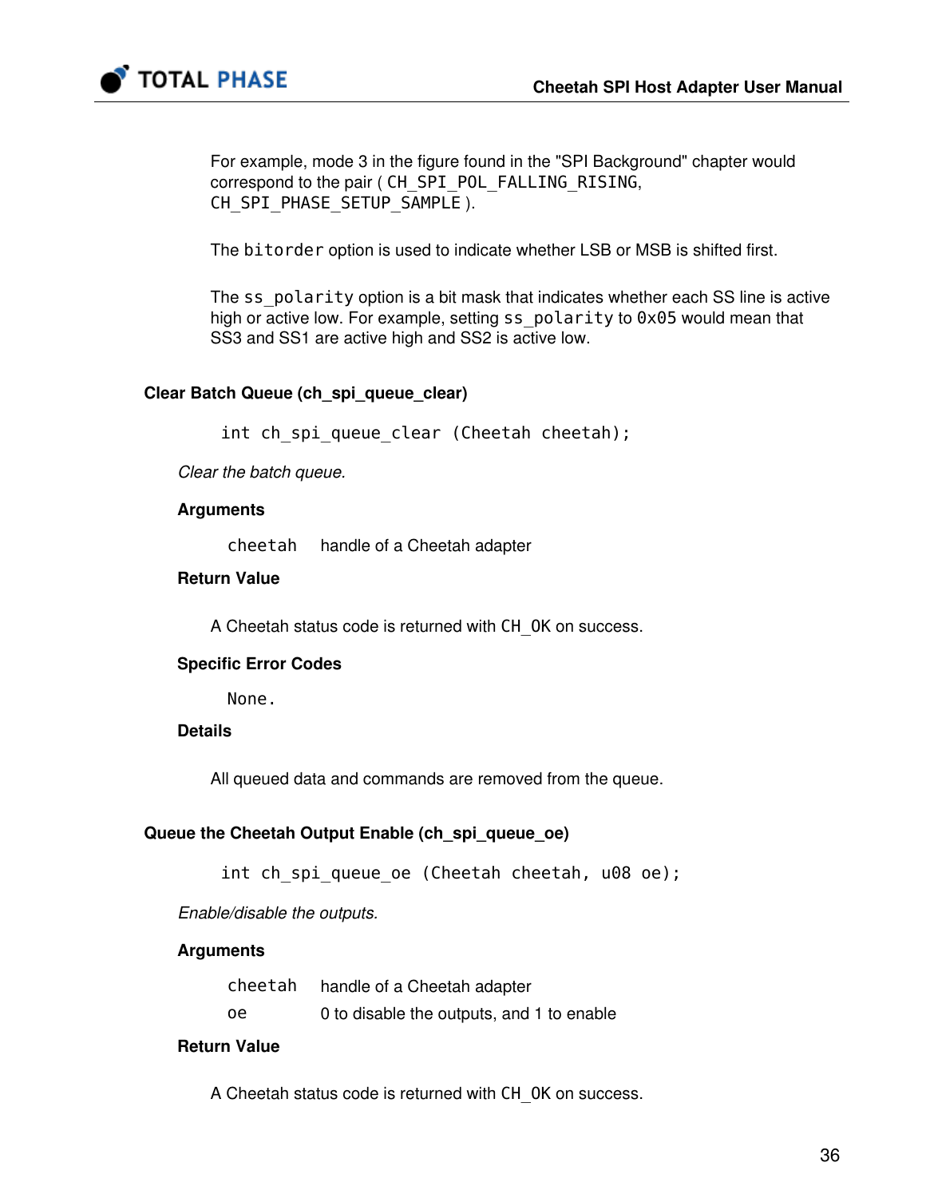For example, mode 3 in the figure found in the "SPI Background" chapter would correspond to the pair ( `CH_SPI_POL_FALLING_RISING`, `CH_SPI_PHASE_SETUP_SAMPLE` ).

The `bitorder` option is used to indicate whether LSB or MSB is shifted first.

The `ss_polarity` option is a bit mask that indicates whether each SS line is active high or active low. For example, setting `ss_polarity` to `0x05` would mean that SS3 and SS1 are active high and SS2 is active low.

### Clear Batch Queue (ch_spi_queue_clear)

```
int ch_spi_queue_clear (Cheetah cheetah);
```

*Clear the batch queue.*

#### Arguments

| | |
|---|---|
| `cheetah` | handle of a Cheetah adapter |

#### Return Value

A Cheetah status code is returned with `CH_OK` on success.

#### Specific Error Codes

None.

#### Details

All queued data and commands are removed from the queue.

### Queue the Cheetah Output Enable (ch_spi_queue_oe)

```
int ch_spi_queue_oe (Cheetah cheetah, u08 oe);
```

*Enable/disable the outputs.*

#### Arguments

| | |
|---|---|
| `cheetah` | handle of a Cheetah adapter |
| `oe` | 0 to disable the outputs, and 1 to enable |

#### Return Value

A Cheetah status code is returned with `CH_OK` on success.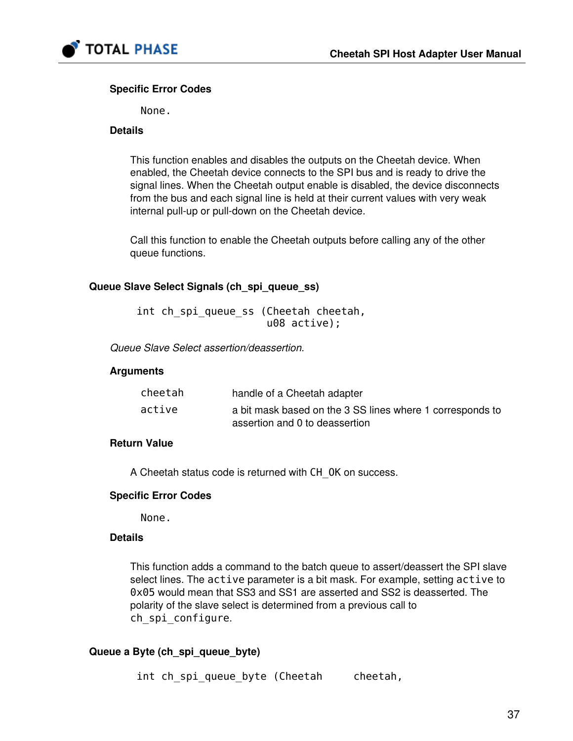#### Specific Error Codes

None.

#### Details

This function enables and disables the outputs on the Cheetah device. When enabled, the Cheetah device connects to the SPI bus and is ready to drive the signal lines. When the Cheetah output enable is disabled, the device disconnects from the bus and each signal line is held at their current values with very weak internal pull-up or pull-down on the Cheetah device.

Call this function to enable the Cheetah outputs before calling any of the other queue functions.

### Queue Slave Select Signals (ch_spi_queue_ss)

```
int ch_spi_queue_ss (Cheetah cheetah,
                     u08 active);
```

*Queue Slave Select assertion/deassertion.*

#### Arguments

| | |
|---|---|
| `cheetah` | handle of a Cheetah adapter |
| `active` | a bit mask based on the 3 SS lines where 1 corresponds to assertion and 0 to deassertion |

#### Return Value

A Cheetah status code is returned with `CH_OK` on success.

#### Specific Error Codes

None.

#### Details

This function adds a command to the batch queue to assert/deassert the SPI slave select lines. The `active` parameter is a bit mask. For example, setting `active` to `0x05` would mean that SS3 and SS1 are asserted and SS2 is deasserted. The polarity of the slave select is determined from a previous call to `ch_spi_configure`.

### Queue a Byte (ch_spi_queue_byte)

```
int ch_spi_queue_byte (Cheetah    cheetah,
```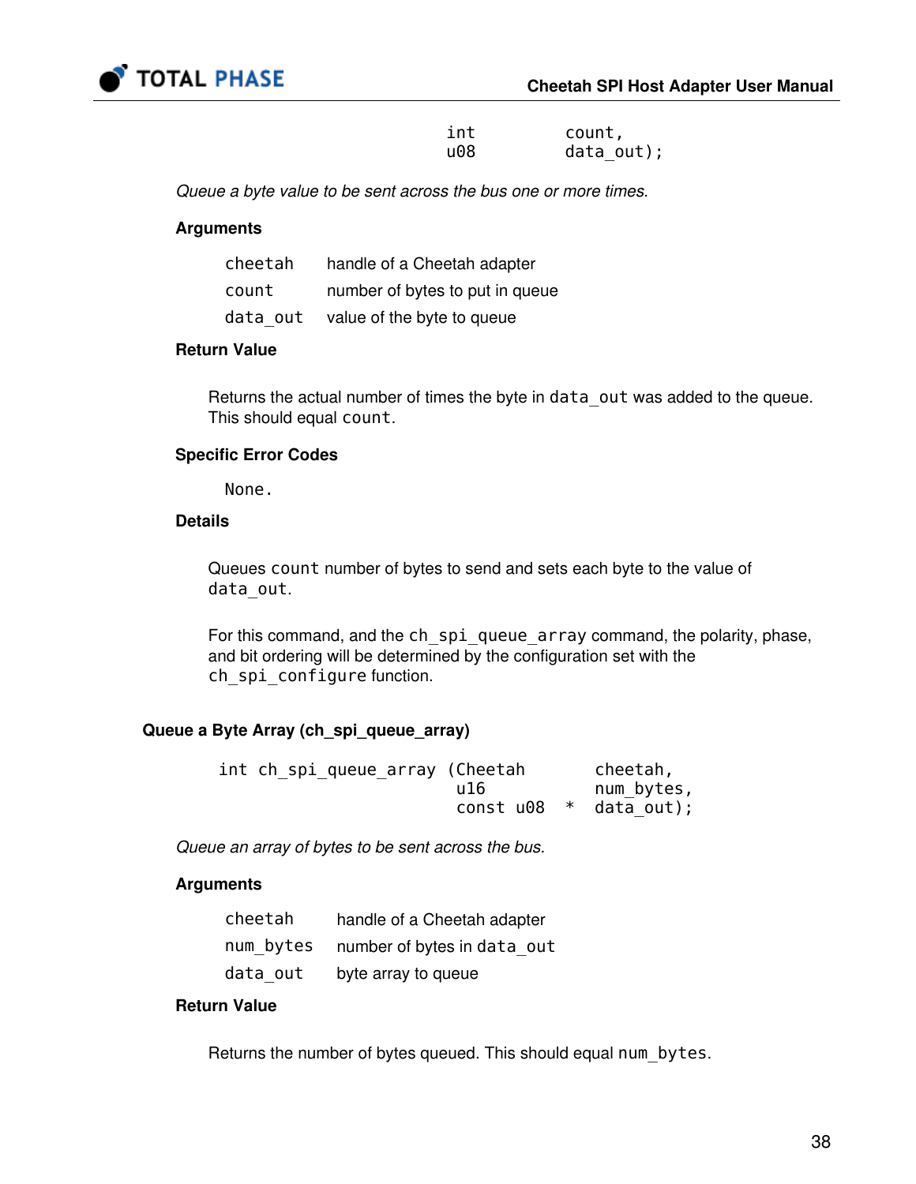```
                                  int          count,
                                  u08          data_out);
```

*Queue a byte value to be sent across the bus one or more times.*

#### Arguments

| | |
|---|---|
| `cheetah` | handle of a Cheetah adapter |
| `count` | number of bytes to put in queue |
| `data_out` | value of the byte to queue |

#### Return Value

Returns the actual number of times the byte in `data_out` was added to the queue. This should equal `count`.

#### Specific Error Codes

None.

#### Details

Queues `count` number of bytes to send and sets each byte to the value of `data_out`.

For this command, and the `ch_spi_queue_array` command, the polarity, phase, and bit ordering will be determined by the configuration set with the `ch_spi_configure` function.

### Queue a Byte Array (ch_spi_queue_array)

```
int ch_spi_queue_array (Cheetah       cheetah,
                        u16           num_bytes,
                        const u08  *  data_out);
```

*Queue an array of bytes to be sent across the bus.*

#### Arguments

| | |
|---|---|
| `cheetah` | handle of a Cheetah adapter |
| `num_bytes` | number of bytes in `data_out` |
| `data_out` | byte array to queue |

#### Return Value

Returns the number of bytes queued. This should equal `num_bytes`.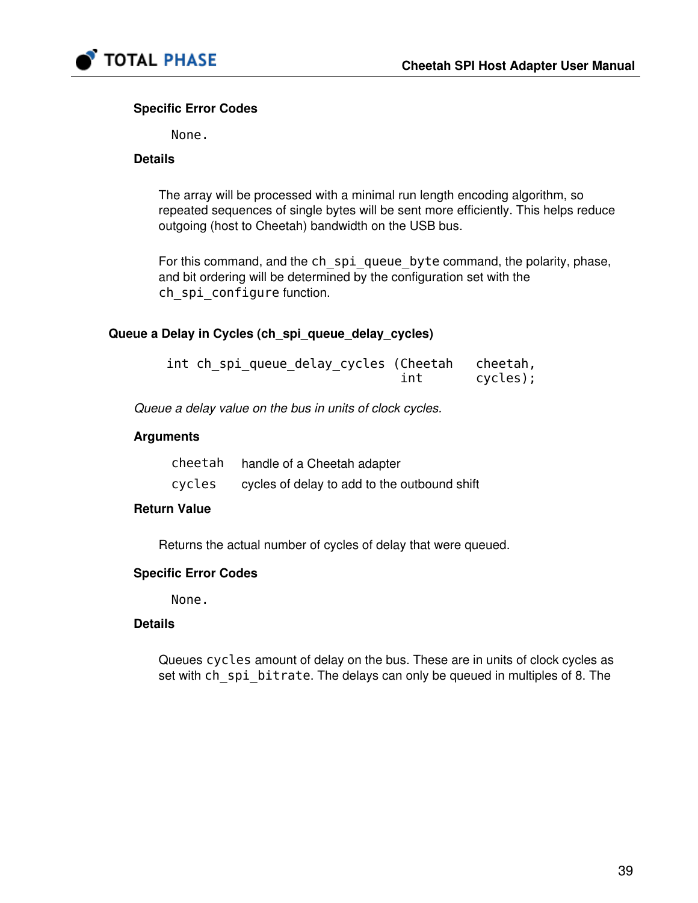#### Specific Error Codes

None.

#### Details

The array will be processed with a minimal run length encoding algorithm, so repeated sequences of single bytes will be sent more efficiently. This helps reduce outgoing (host to Cheetah) bandwidth on the USB bus.

For this command, and the `ch_spi_queue_byte` command, the polarity, phase, and bit ordering will be determined by the configuration set with the `ch_spi_configure` function.

### Queue a Delay in Cycles (ch_spi_queue_delay_cycles)

```
int ch_spi_queue_delay_cycles (Cheetah   cheetah,
                               int       cycles);
```

*Queue a delay value on the bus in units of clock cycles.*

#### Arguments

| | |
|---|---|
| `cheetah` | handle of a Cheetah adapter |
| `cycles` | cycles of delay to add to the outbound shift |

#### Return Value

Returns the actual number of cycles of delay that were queued.

#### Specific Error Codes

None.

#### Details

Queues `cycles` amount of delay on the bus. These are in units of clock cycles as set with `ch_spi_bitrate`. The delays can only be queued in multiples of 8. The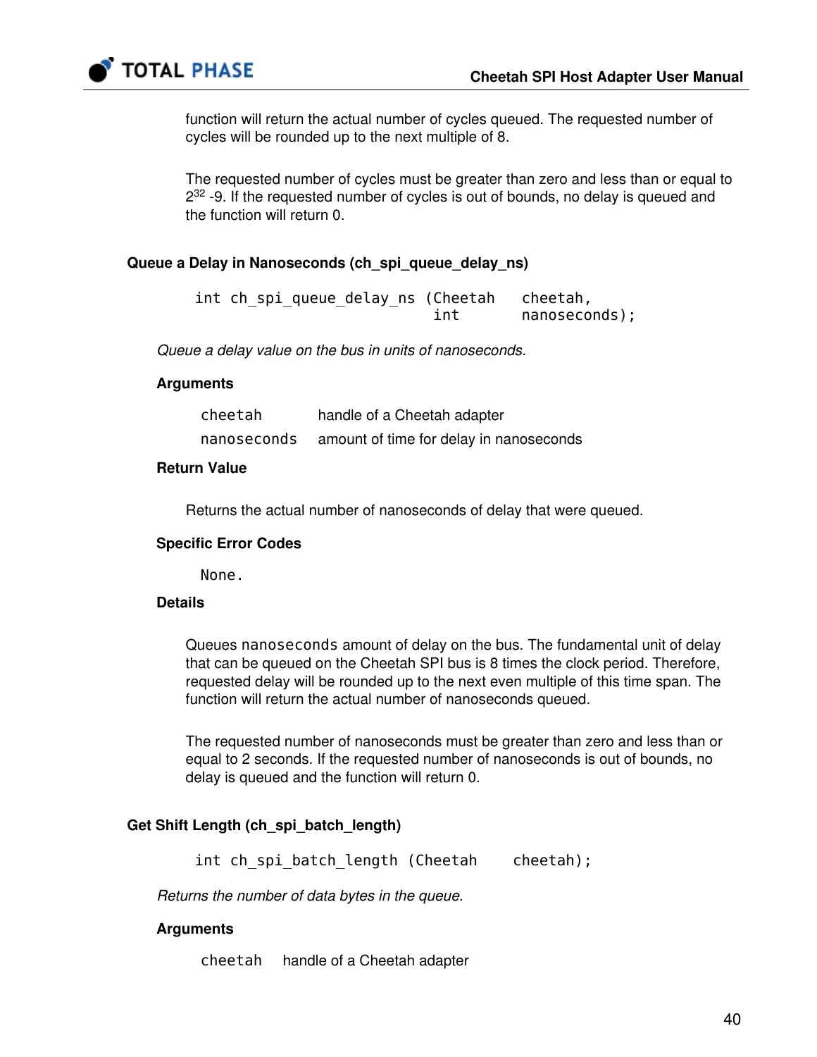function will return the actual number of cycles queued. The requested number of cycles will be rounded up to the next multiple of 8.

The requested number of cycles must be greater than zero and less than or equal to $2^{32}$ -9. If the requested number of cycles is out of bounds, no delay is queued and the function will return 0.

### Queue a Delay in Nanoseconds (ch_spi_queue_delay_ns)

```
int ch_spi_queue_delay_ns (Cheetah   cheetah,
                           int       nanoseconds);
```

*Queue a delay value on the bus in units of nanoseconds.*

#### Arguments

| | |
|---|---|
| `cheetah` | handle of a Cheetah adapter |
| `nanoseconds` | amount of time for delay in nanoseconds |

#### Return Value

Returns the actual number of nanoseconds of delay that were queued.

#### Specific Error Codes

None.

#### Details

Queues `nanoseconds` amount of delay on the bus. The fundamental unit of delay that can be queued on the Cheetah SPI bus is 8 times the clock period. Therefore, requested delay will be rounded up to the next even multiple of this time span. The function will return the actual number of nanoseconds queued.

The requested number of nanoseconds must be greater than zero and less than or equal to 2 seconds. If the requested number of nanoseconds is out of bounds, no delay is queued and the function will return 0.

### Get Shift Length (ch_spi_batch_length)

```
int ch_spi_batch_length (Cheetah    cheetah);
```

*Returns the number of data bytes in the queue.*

#### Arguments

| | |
|---|---|
| `cheetah` | handle of a Cheetah adapter |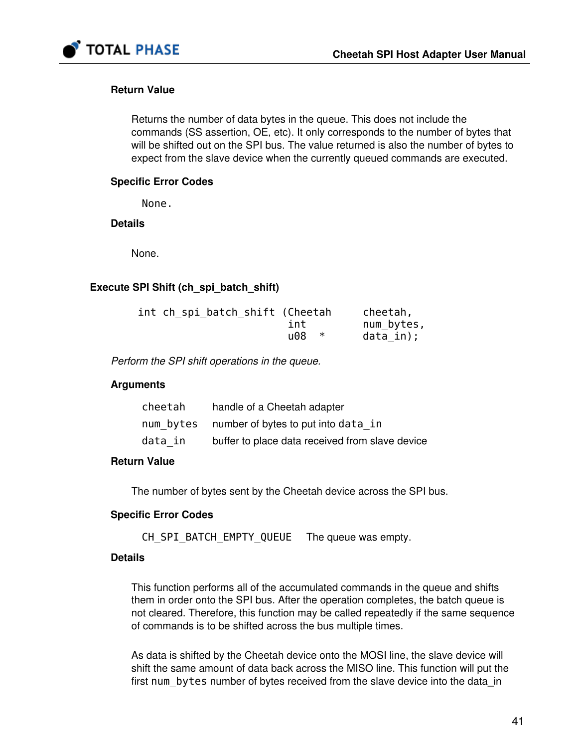#### Return Value

Returns the number of data bytes in the queue. This does not include the commands (SS assertion, OE, etc). It only corresponds to the number of bytes that will be shifted out on the SPI bus. The value returned is also the number of bytes to expect from the slave device when the currently queued commands are executed.

#### Specific Error Codes

None.

#### Details

None.

### Execute SPI Shift (ch_spi_batch_shift)

```
int ch_spi_batch_shift (Cheetah     cheetah,
                        int         num_bytes,
                        u08   *     data_in);
```

*Perform the SPI shift operations in the queue.*

#### Arguments

| | |
|---|---|
| `cheetah` | handle of a Cheetah adapter |
| `num_bytes` | number of bytes to put into `data_in` |
| `data_in` | buffer to place data received from slave device |

#### Return Value

The number of bytes sent by the Cheetah device across the SPI bus.

#### Specific Error Codes

| | |
|---|---|
| `CH_SPI_BATCH_EMPTY_QUEUE` | The queue was empty. |

#### Details

This function performs all of the accumulated commands in the queue and shifts them in order onto the SPI bus. After the operation completes, the batch queue is not cleared. Therefore, this function may be called repeatedly if the same sequence of commands is to be shifted across the bus multiple times.

As data is shifted by the Cheetah device onto the MOSI line, the slave device will shift the same amount of data back across the MISO line. This function will put the first `num_bytes` number of bytes received from the slave device into the data_in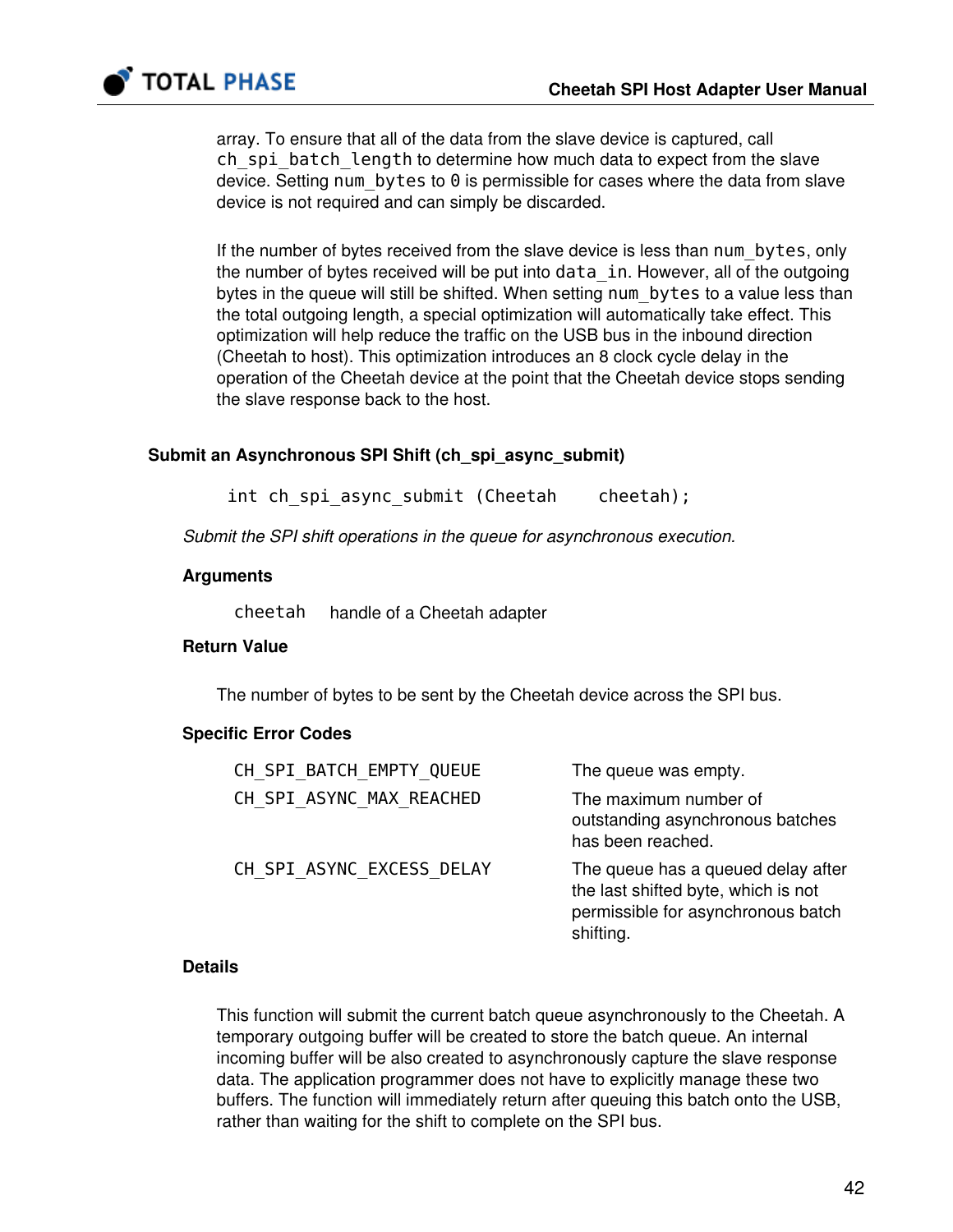array. To ensure that all of the data from the slave device is captured, call `ch_spi_batch_length` to determine how much data to expect from the slave device. Setting `num_bytes` to `0` is permissible for cases where the data from slave device is not required and can simply be discarded.

If the number of bytes received from the slave device is less than `num_bytes`, only the number of bytes received will be put into `data_in`. However, all of the outgoing bytes in the queue will still be shifted. When setting `num_bytes` to a value less than the total outgoing length, a special optimization will automatically take effect. This optimization will help reduce the traffic on the USB bus in the inbound direction (Cheetah to host). This optimization introduces an 8 clock cycle delay in the operation of the Cheetah device at the point that the Cheetah device stops sending the slave response back to the host.

### Submit an Asynchronous SPI Shift (ch_spi_async_submit)

```
int ch_spi_async_submit (Cheetah    cheetah);
```

*Submit the SPI shift operations in the queue for asynchronous execution.*

#### Arguments

| | |
|---|---|
| `cheetah` | handle of a Cheetah adapter |

#### Return Value

The number of bytes to be sent by the Cheetah device across the SPI bus.

#### Specific Error Codes

| | |
|---|---|
| `CH_SPI_BATCH_EMPTY_QUEUE` | The queue was empty. |
| `CH_SPI_ASYNC_MAX_REACHED` | The maximum number of outstanding asynchronous batches has been reached. |
| `CH_SPI_ASYNC_EXCESS_DELAY` | The queue has a queued delay after the last shifted byte, which is not permissible for asynchronous batch shifting. |

#### Details

This function will submit the current batch queue asynchronously to the Cheetah. A temporary outgoing buffer will be created to store the batch queue. An internal incoming buffer will be also created to asynchronously capture the slave response data. The application programmer does not have to explicitly manage these two buffers. The function will immediately return after queuing this batch onto the USB, rather than waiting for the shift to complete on the SPI bus.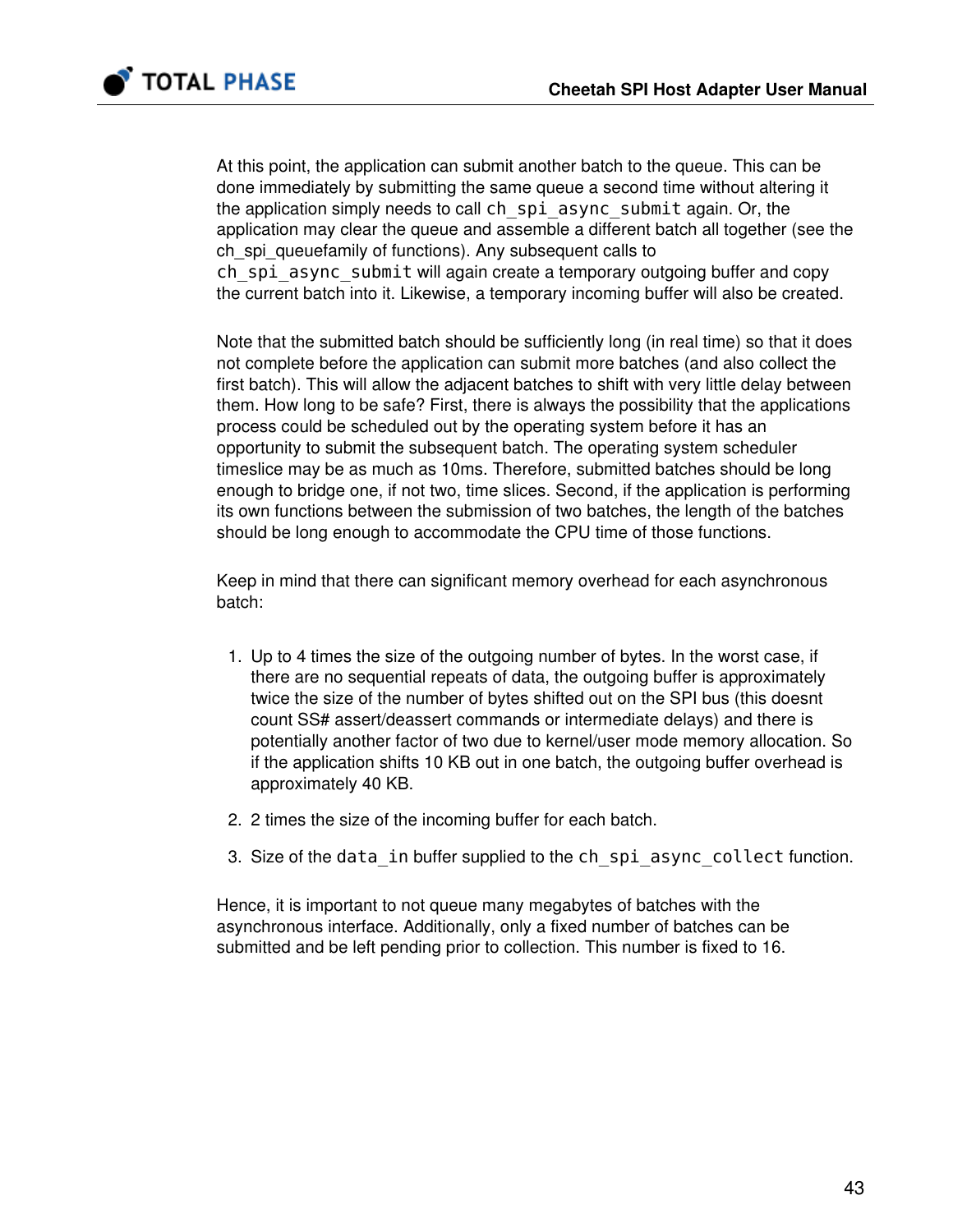At this point, the application can submit another batch to the queue. This can be done immediately by submitting the same queue a second time without altering it the application simply needs to call `ch_spi_async_submit` again. Or, the application may clear the queue and assemble a different batch all together (see the ch_spi_queuefamily of functions). Any subsequent calls to `ch_spi_async_submit` will again create a temporary outgoing buffer and copy the current batch into it. Likewise, a temporary incoming buffer will also be created.

Note that the submitted batch should be sufficiently long (in real time) so that it does not complete before the application can submit more batches (and also collect the first batch). This will allow the adjacent batches to shift with very little delay between them. How long to be safe? First, there is always the possibility that the applications process could be scheduled out by the operating system before it has an opportunity to submit the subsequent batch. The operating system scheduler timeslice may be as much as 10ms. Therefore, submitted batches should be long enough to bridge one, if not two, time slices. Second, if the application is performing its own functions between the submission of two batches, the length of the batches should be long enough to accommodate the CPU time of those functions.

Keep in mind that there can significant memory overhead for each asynchronous batch:

1. Up to 4 times the size of the outgoing number of bytes. In the worst case, if there are no sequential repeats of data, the outgoing buffer is approximately twice the size of the number of bytes shifted out on the SPI bus (this doesnt count SS# assert/deassert commands or intermediate delays) and there is potentially another factor of two due to kernel/user mode memory allocation. So if the application shifts 10 KB out in one batch, the outgoing buffer overhead is approximately 40 KB.
2. 2 times the size of the incoming buffer for each batch.
3. Size of the `data_in` buffer supplied to the `ch_spi_async_collect` function.

Hence, it is important to not queue many megabytes of batches with the asynchronous interface. Additionally, only a fixed number of batches can be submitted and be left pending prior to collection. This number is fixed to 16.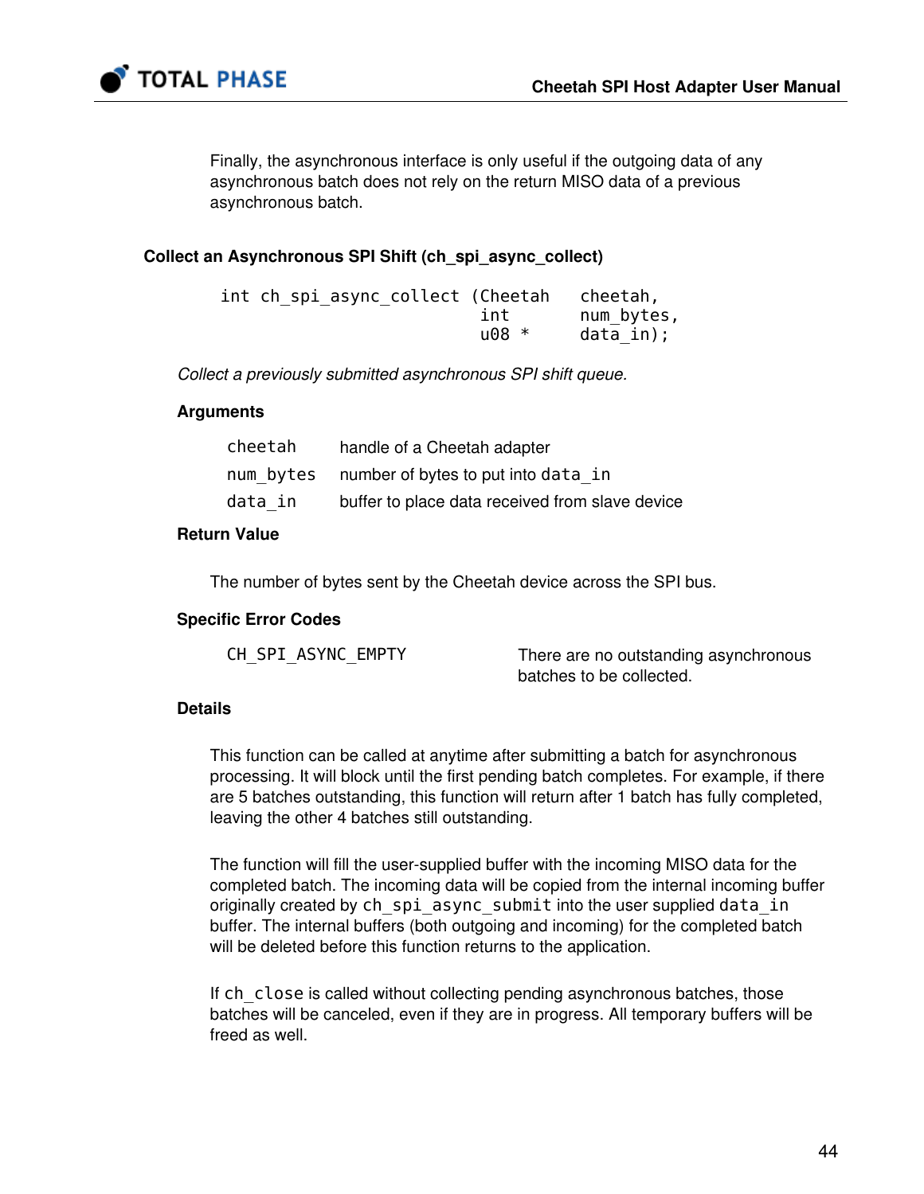Finally, the asynchronous interface is only useful if the outgoing data of any asynchronous batch does not rely on the return MISO data of a previous asynchronous batch.

### Collect an Asynchronous SPI Shift (ch_spi_async_collect)

```
int ch_spi_async_collect (Cheetah   cheetah,
                          int       num_bytes,
                          u08 *     data_in);
```

*Collect a previously submitted asynchronous SPI shift queue.*

#### Arguments

| | |
|---|---|
| `cheetah` | handle of a Cheetah adapter |
| `num_bytes` | number of bytes to put into `data_in` |
| `data_in` | buffer to place data received from slave device |

#### Return Value

The number of bytes sent by the Cheetah device across the SPI bus.

#### Specific Error Codes

| | |
|---|---|
| `CH_SPI_ASYNC_EMPTY` | There are no outstanding asynchronous batches to be collected. |

#### Details

This function can be called at anytime after submitting a batch for asynchronous processing. It will block until the first pending batch completes. For example, if there are 5 batches outstanding, this function will return after 1 batch has fully completed, leaving the other 4 batches still outstanding.

The function will fill the user-supplied buffer with the incoming MISO data for the completed batch. The incoming data will be copied from the internal incoming buffer originally created by `ch_spi_async_submit` into the user supplied `data_in` buffer. The internal buffers (both outgoing and incoming) for the completed batch will be deleted before this function returns to the application.

If `ch_close` is called without collecting pending asynchronous batches, those batches will be canceled, even if they are in progress. All temporary buffers will be freed as well.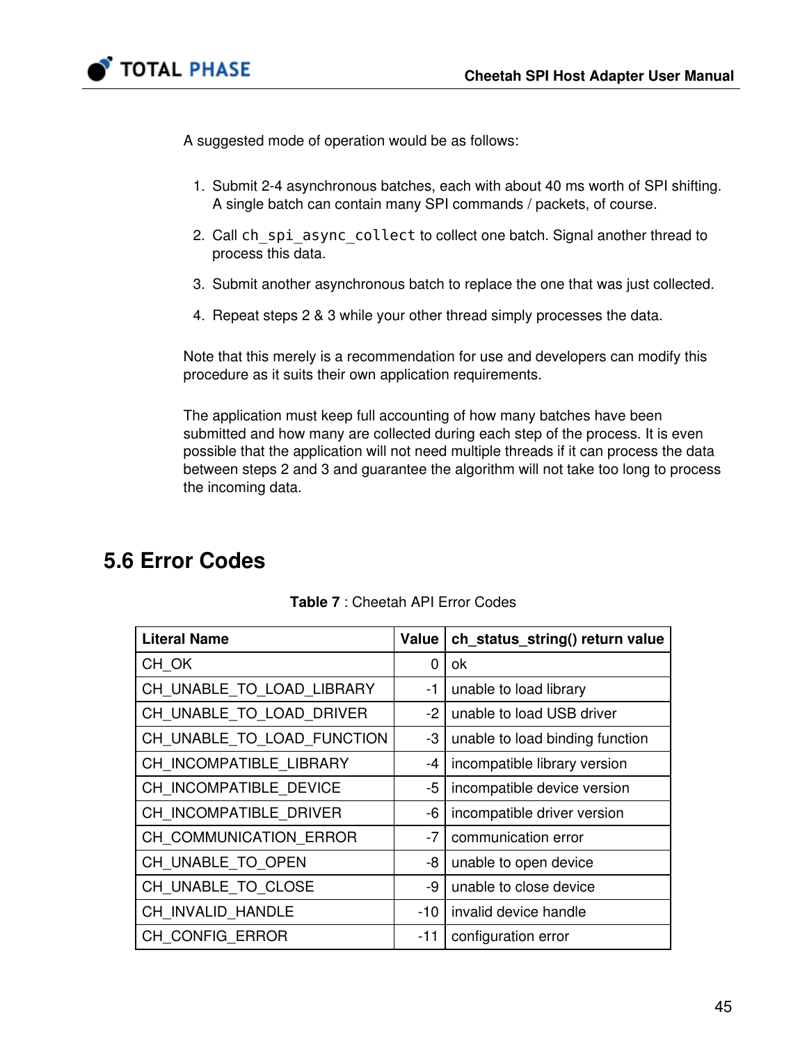A suggested mode of operation would be as follows:

1. Submit 2-4 asynchronous batches, each with about 40 ms worth of SPI shifting. A single batch can contain many SPI commands / packets, of course.
2. Call `ch_spi_async_collect` to collect one batch. Signal another thread to process this data.
3. Submit another asynchronous batch to replace the one that was just collected.
4. Repeat steps 2 & 3 while your other thread simply processes the data.

Note that this merely is a recommendation for use and developers can modify this procedure as it suits their own application requirements.

The application must keep full accounting of how many batches have been submitted and how many are collected during each step of the process. It is even possible that the application will not need multiple threads if it can process the data between steps 2 and 3 and guarantee the algorithm will not take too long to process the incoming data.

## 5.6 Error Codes

**Table 7** : Cheetah API Error Codes

| Literal Name | Value | ch_status_string() return value |
|---|---:|---|
| CH_OK | 0 | ok |
| CH_UNABLE_TO_LOAD_LIBRARY | -1 | unable to load library |
| CH_UNABLE_TO_LOAD_DRIVER | -2 | unable to load USB driver |
| CH_UNABLE_TO_LOAD_FUNCTION | -3 | unable to load binding function |
| CH_INCOMPATIBLE_LIBRARY | -4 | incompatible library version |
| CH_INCOMPATIBLE_DEVICE | -5 | incompatible device version |
| CH_INCOMPATIBLE_DRIVER | -6 | incompatible driver version |
| CH_COMMUNICATION_ERROR | -7 | communication error |
| CH_UNABLE_TO_OPEN | -8 | unable to open device |
| CH_UNABLE_TO_CLOSE | -9 | unable to close device |
| CH_INVALID_HANDLE | -10 | invalid device handle |
| CH_CONFIG_ERROR | -11 | configuration error |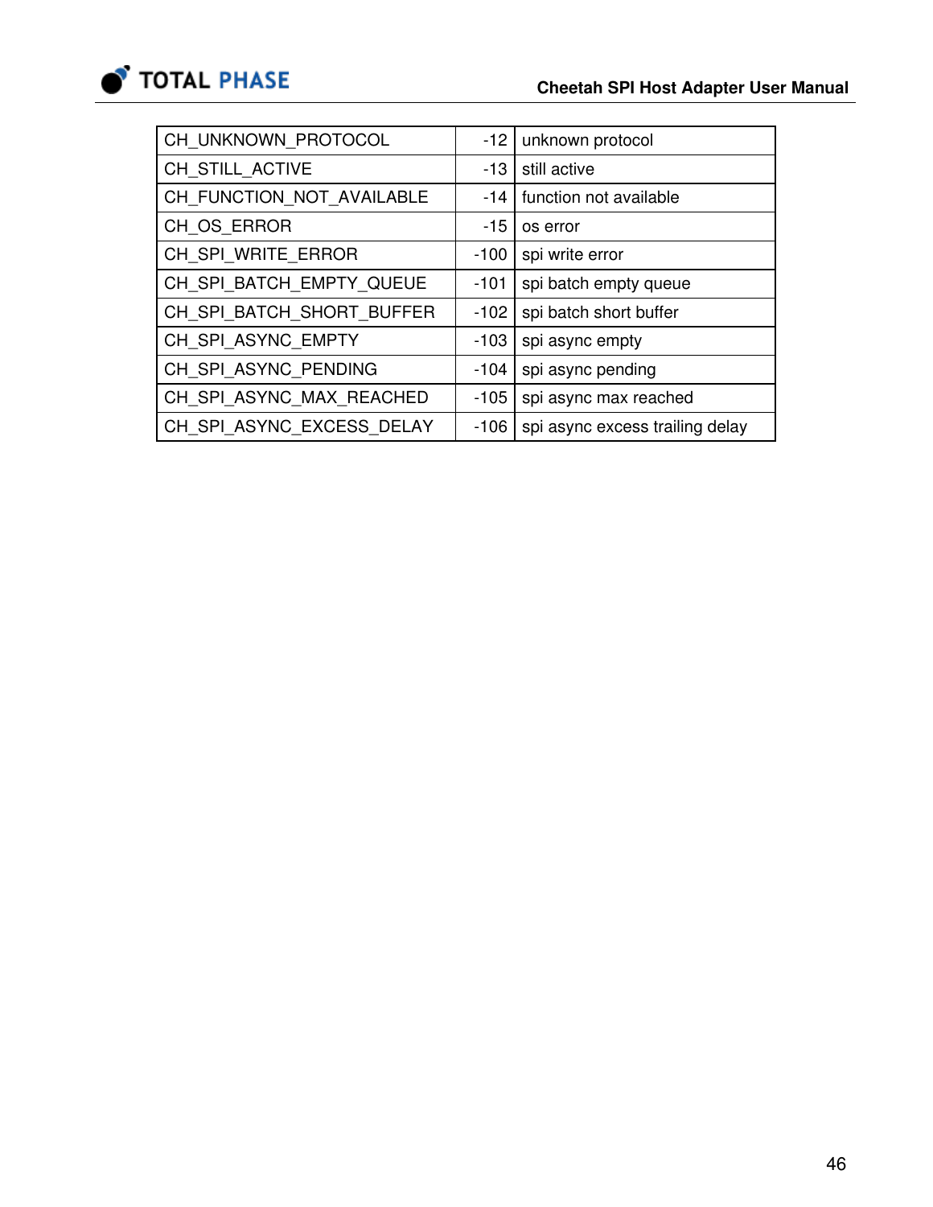| CH_UNKNOWN_PROTOCOL | -12 | unknown protocol |
|---|---|---|
| CH_STILL_ACTIVE | -13 | still active |
| CH_FUNCTION_NOT_AVAILABLE | -14 | function not available |
| CH_OS_ERROR | -15 | os error |
| CH_SPI_WRITE_ERROR | -100 | spi write error |
| CH_SPI_BATCH_EMPTY_QUEUE | -101 | spi batch empty queue |
| CH_SPI_BATCH_SHORT_BUFFER | -102 | spi batch short buffer |
| CH_SPI_ASYNC_EMPTY | -103 | spi async empty |
| CH_SPI_ASYNC_PENDING | -104 | spi async pending |
| CH_SPI_ASYNC_MAX_REACHED | -105 | spi async max reached |
| CH_SPI_ASYNC_EXCESS_DELAY | -106 | spi async excess trailing delay |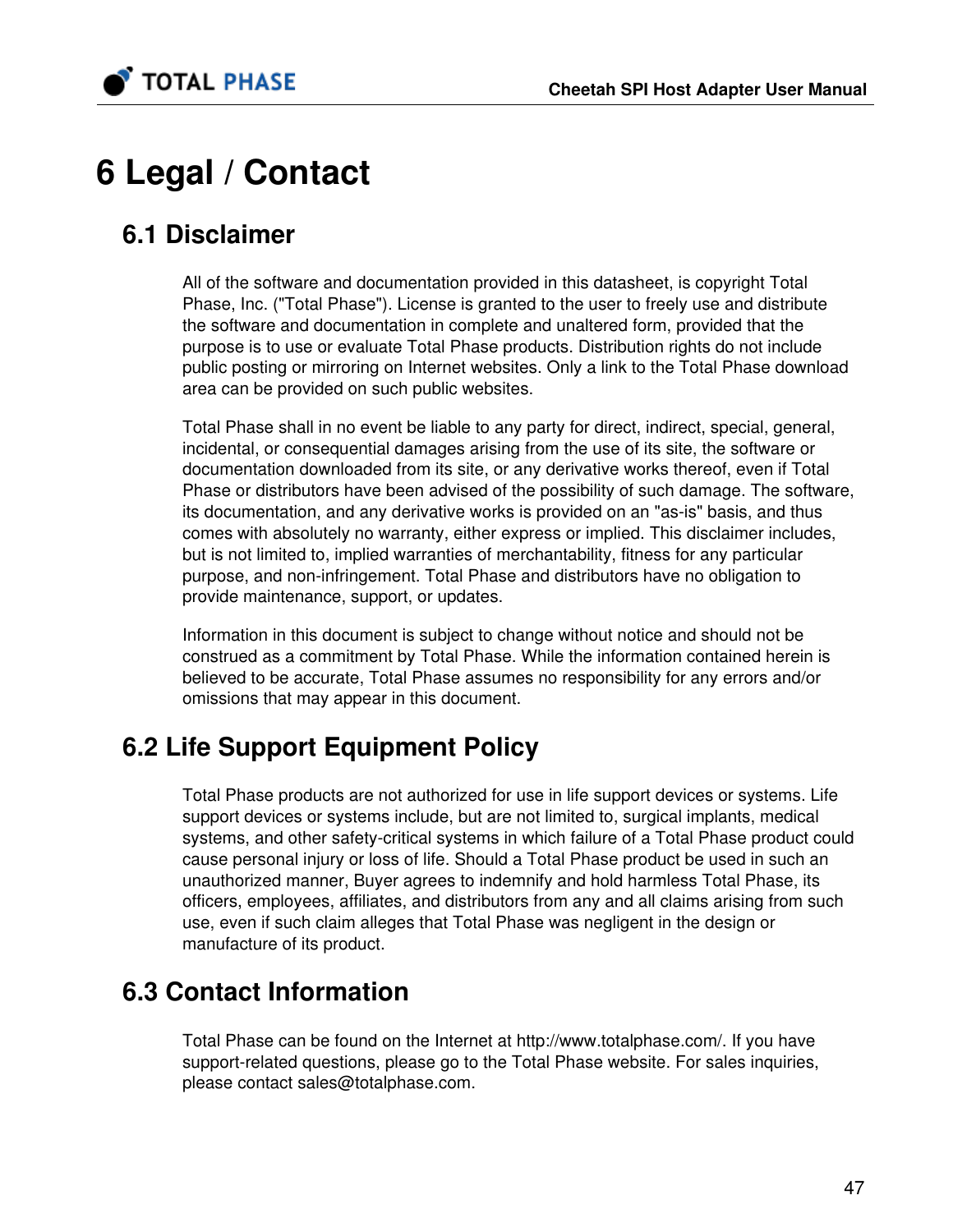# 6 Legal / Contact

## 6.1 Disclaimer

All of the software and documentation provided in this datasheet, is copyright Total Phase, Inc. ("Total Phase"). License is granted to the user to freely use and distribute the software and documentation in complete and unaltered form, provided that the purpose is to use or evaluate Total Phase products. Distribution rights do not include public posting or mirroring on Internet websites. Only a link to the Total Phase download area can be provided on such public websites.

Total Phase shall in no event be liable to any party for direct, indirect, special, general, incidental, or consequential damages arising from the use of its site, the software or documentation downloaded from its site, or any derivative works thereof, even if Total Phase or distributors have been advised of the possibility of such damage. The software, its documentation, and any derivative works is provided on an "as-is" basis, and thus comes with absolutely no warranty, either express or implied. This disclaimer includes, but is not limited to, implied warranties of merchantability, fitness for any particular purpose, and non-infringement. Total Phase and distributors have no obligation to provide maintenance, support, or updates.

Information in this document is subject to change without notice and should not be construed as a commitment by Total Phase. While the information contained herein is believed to be accurate, Total Phase assumes no responsibility for any errors and/or omissions that may appear in this document.

## 6.2 Life Support Equipment Policy

Total Phase products are not authorized for use in life support devices or systems. Life support devices or systems include, but are not limited to, surgical implants, medical systems, and other safety-critical systems in which failure of a Total Phase product could cause personal injury or loss of life. Should a Total Phase product be used in such an unauthorized manner, Buyer agrees to indemnify and hold harmless Total Phase, its officers, employees, affiliates, and distributors from any and all claims arising from such use, even if such claim alleges that Total Phase was negligent in the design or manufacture of its product.

## 6.3 Contact Information

Total Phase can be found on the Internet at http://www.totalphase.com/. If you have support-related questions, please go to the Total Phase website. For sales inquiries, please contact sales@totalphase.com.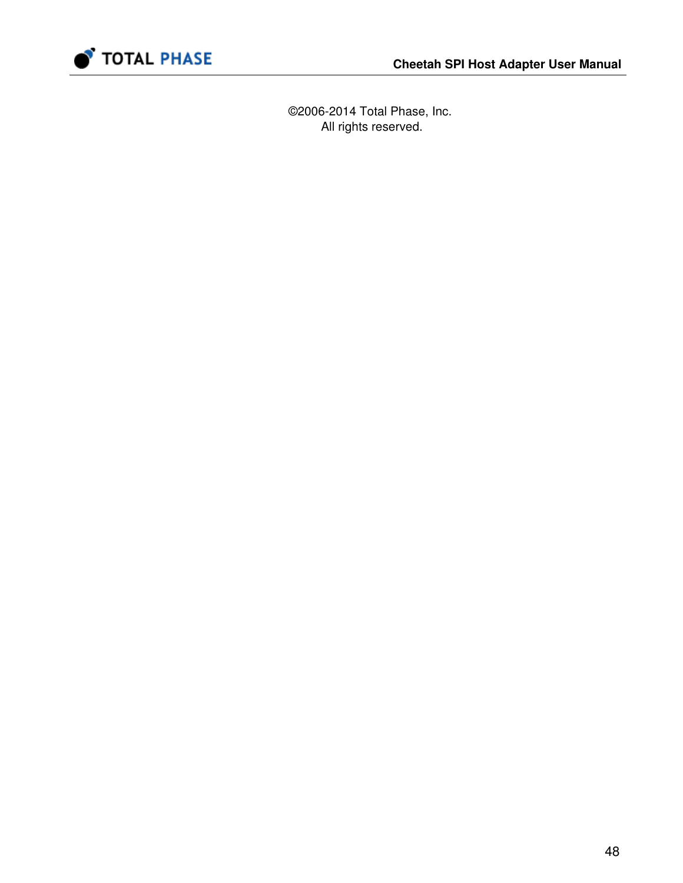©2006-2014 Total Phase, Inc.
All rights reserved.